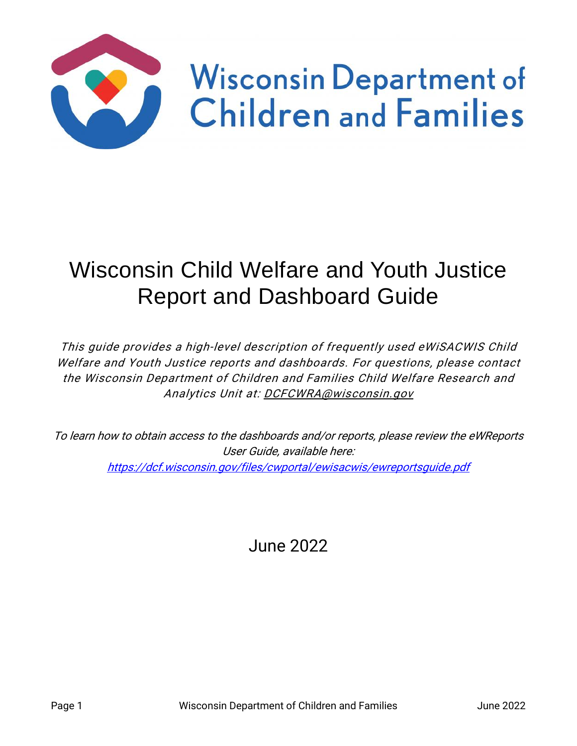Wisconsin Department of Children and Families

# Wisconsin Child Welfare and Youth Justice Report and Dashboard Guide

*This guide provides a high-level description of frequently used eWiSACWIS Child Welfare and Youth Justice reports and dashboards. For questions, please contact the Wisconsin Department of Children and Families Child Welfare Research and Analytics Unit at: DCFCWRA@wisconsin.gov*

*To learn how to obtain access to the dashboards and/or reports, please review the eWReports User Guide, available here: https://dcf.wisconsin.gov/files/cwportal/ewisacwis/ewreportsguide.pdf*

June 2022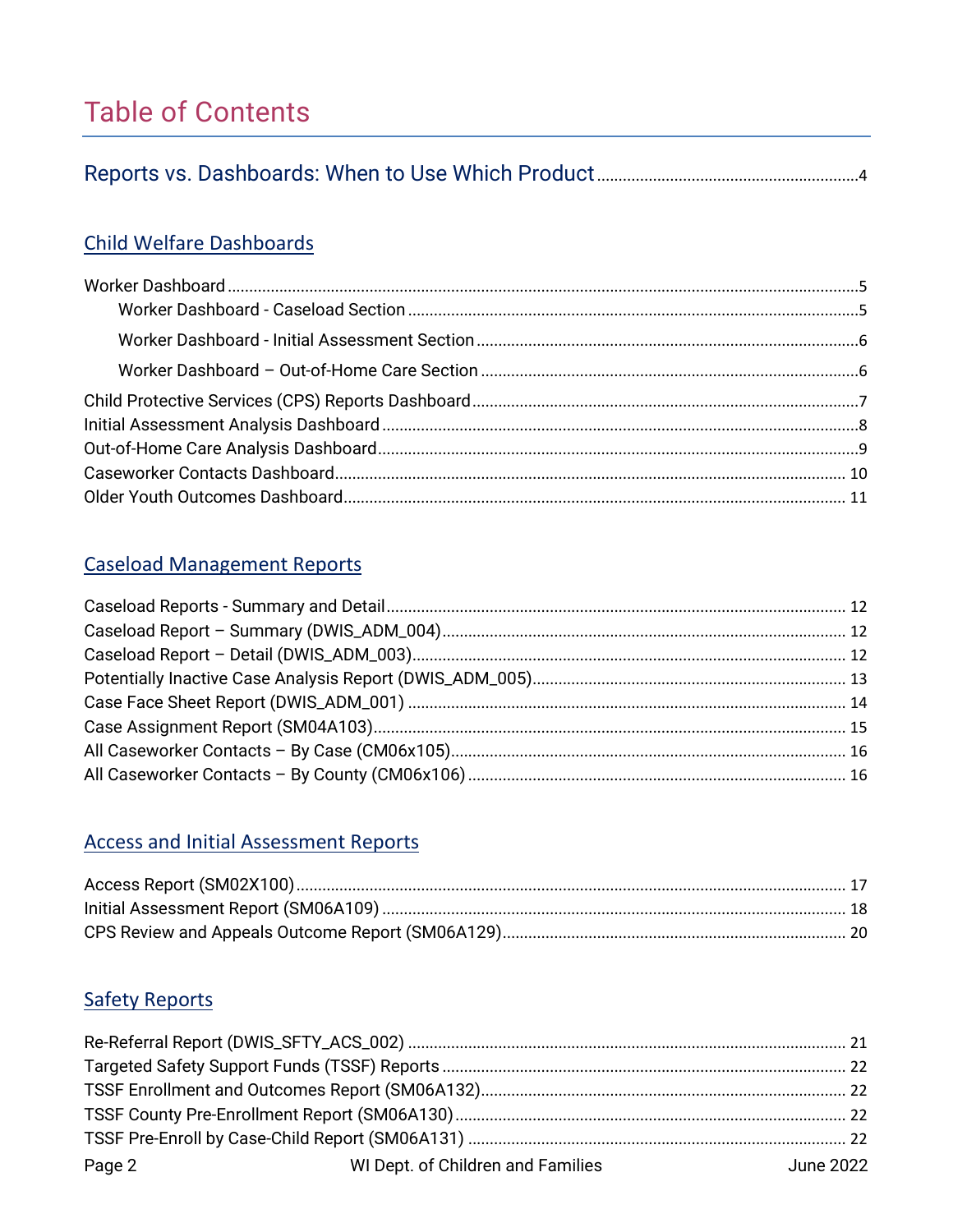# Table of Contents

Reports vs. Dashboards: When to Use Which Product ........ 4

## Child Welfare Dashboards

Worker Dashboard ........ 5
- Worker Dashboard - Caseload Section ........ 5
- Worker Dashboard - Initial Assessment Section ........ 6
- Worker Dashboard – Out-of-Home Care Section ........ 6

Child Protective Services (CPS) Reports Dashboard ........ 7
Initial Assessment Analysis Dashboard ........ 8
Out-of-Home Care Analysis Dashboard ........ 9
Caseworker Contacts Dashboard ........ 10
Older Youth Outcomes Dashboard ........ 11

## Caseload Management Reports

Caseload Reports - Summary and Detail ........ 12
Caseload Report – Summary (DWIS_ADM_004) ........ 12
Caseload Report – Detail (DWIS_ADM_003) ........ 12
Potentially Inactive Case Analysis Report (DWIS_ADM_005) ........ 13
Case Face Sheet Report (DWIS_ADM_001) ........ 14
Case Assignment Report (SM04A103) ........ 15
All Caseworker Contacts – By Case (CM06x105) ........ 16
All Caseworker Contacts – By County (CM06x106) ........ 16

## Access and Initial Assessment Reports

Access Report (SM02X100) ........ 17
Initial Assessment Report (SM06A109) ........ 18
CPS Review and Appeals Outcome Report (SM06A129) ........ 20

## Safety Reports

Re-Referral Report (DWIS_SFTY_ACS_002) ........ 21
Targeted Safety Support Funds (TSSF) Reports ........ 22
TSSF Enrollment and Outcomes Report (SM06A132) ........ 22
TSSF County Pre-Enrollment Report (SM06A130) ........ 22
TSSF Pre-Enroll by Case-Child Report (SM06A131) ........ 22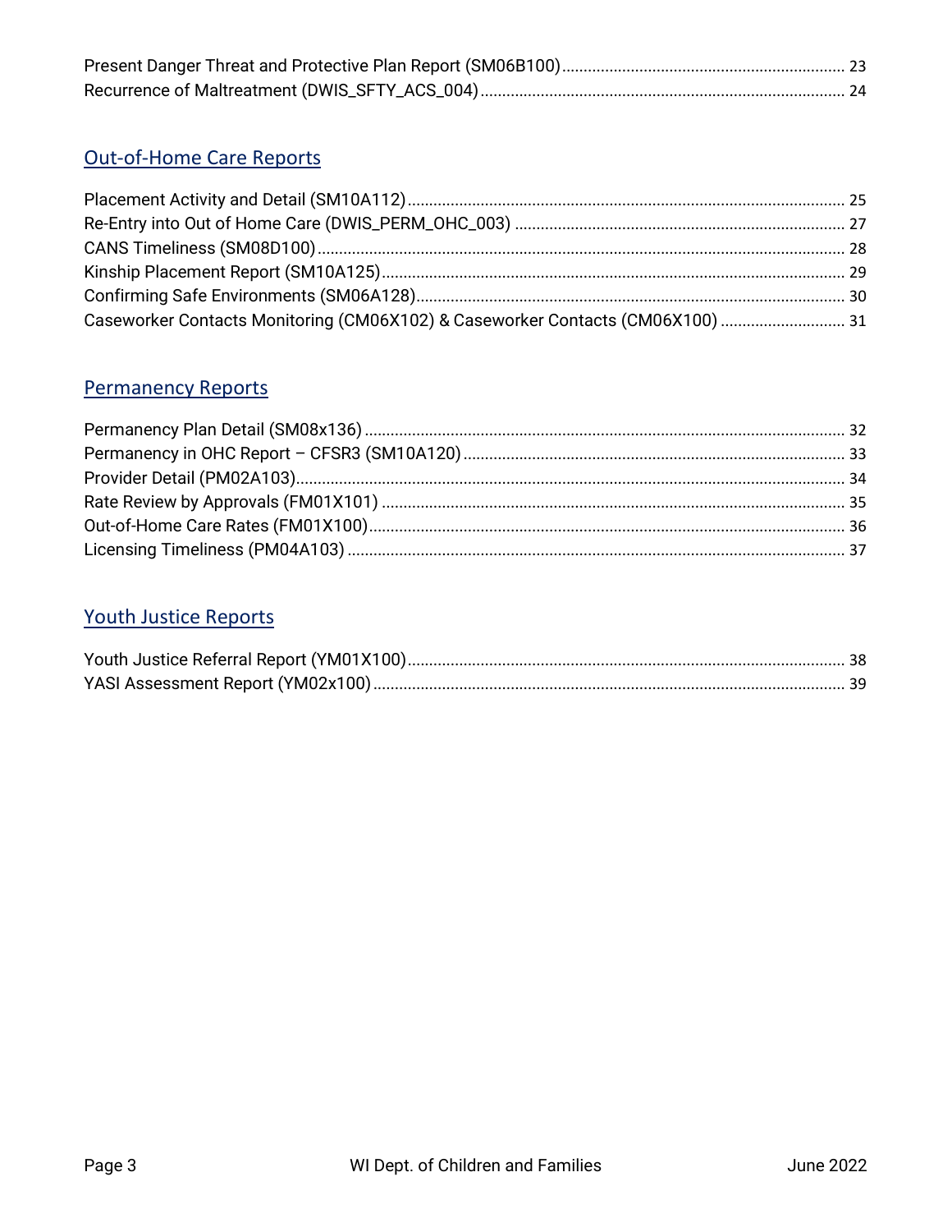Present Danger Threat and Protective Plan Report (SM06B100) ..... 23
Recurrence of Maltreatment (DWIS_SFTY_ACS_004) ..... 24

## Out-of-Home Care Reports

Placement Activity and Detail (SM10A112) ..... 25
Re-Entry into Out of Home Care (DWIS_PERM_OHC_003) ..... 27
CANS Timeliness (SM08D100) ..... 28
Kinship Placement Report (SM10A125) ..... 29
Confirming Safe Environments (SM06A128) ..... 30
Caseworker Contacts Monitoring (CM06X102) & Caseworker Contacts (CM06X100) ..... 31

## Permanency Reports

Permanency Plan Detail (SM08x136) ..... 32
Permanency in OHC Report – CFSR3 (SM10A120) ..... 33
Provider Detail (PM02A103) ..... 34
Rate Review by Approvals (FM01X101) ..... 35
Out-of-Home Care Rates (FM01X100) ..... 36
Licensing Timeliness (PM04A103) ..... 37

## Youth Justice Reports

Youth Justice Referral Report (YM01X100) ..... 38
YASI Assessment Report (YM02x100) ..... 39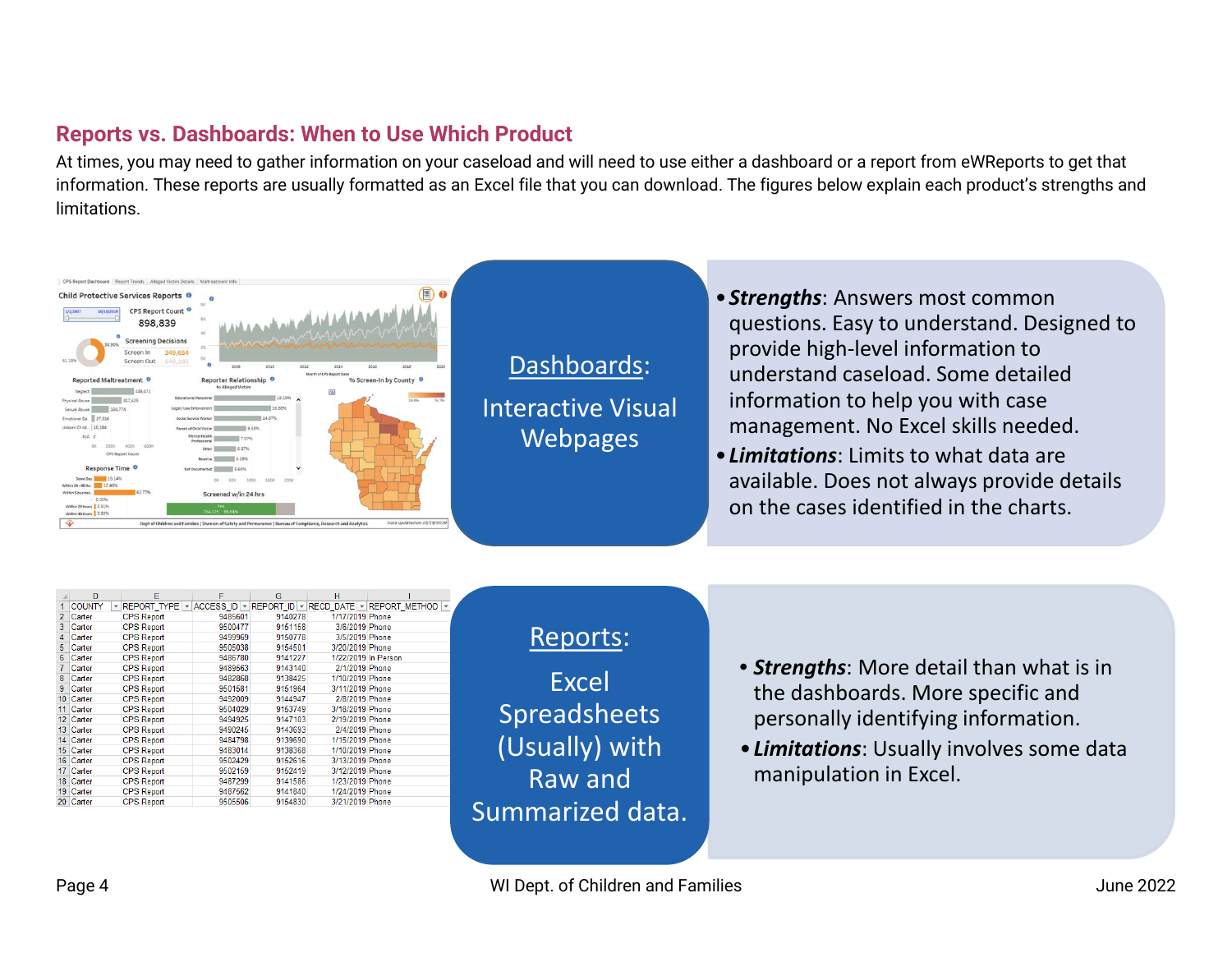## Reports vs. Dashboards: When to Use Which Product

At times, you may need to gather information on your caseload and will need to use either a dashboard or a report from eWReports to get that information. These reports are usually formatted as an Excel file that you can download. The figures below explain each product's strengths and limitations.

**Dashboards:**

Interactive Visual Webpages

- ***Strengths***: Answers most common questions. Easy to understand. Designed to provide high-level information to understand caseload. Some detailed information to help you with case management. No Excel skills needed.
- ***Limitations***: Limits to what data are available. Does not always provide details on the cases identified in the charts.

**Reports:**

Excel Spreadsheets (Usually) with Raw and Summarized data.

- ***Strengths***: More detail than what is in the dashboards. More specific and personally identifying information.
- ***Limitations***: Usually involves some data manipulation in Excel.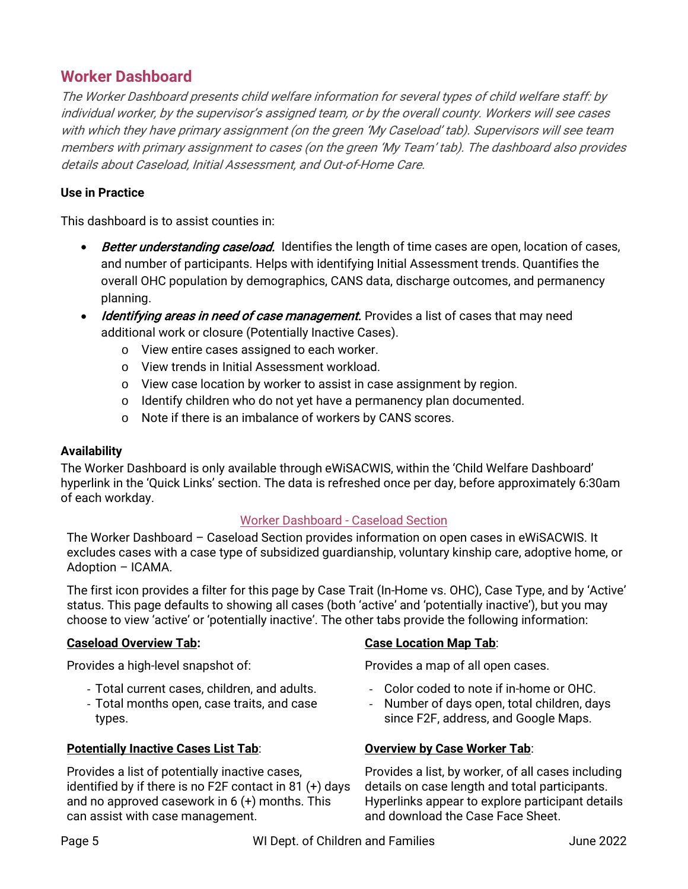## Worker Dashboard

*The Worker Dashboard presents child welfare information for several types of child welfare staff: by individual worker, by the supervisor's assigned team, or by the overall county. Workers will see cases with which they have primary assignment (on the green 'My Caseload' tab). Supervisors will see team members with primary assignment to cases (on the green 'My Team' tab). The dashboard also provides details about Caseload, Initial Assessment, and Out-of-Home Care.*

**Use in Practice**

This dashboard is to assist counties in:

- ***Better understanding caseload.*** Identifies the length of time cases are open, location of cases, and number of participants. Helps with identifying Initial Assessment trends. Quantifies the overall OHC population by demographics, CANS data, discharge outcomes, and permanency planning.
- ***Identifying areas in need of case management.*** Provides a list of cases that may need additional work or closure (Potentially Inactive Cases).
    - View entire cases assigned to each worker.
    - View trends in Initial Assessment workload.
    - View case location by worker to assist in case assignment by region.
    - Identify children who do not yet have a permanency plan documented.
    - Note if there is an imbalance of workers by CANS scores.

**Availability**

The Worker Dashboard is only available through eWiSACWIS, within the 'Child Welfare Dashboard' hyperlink in the 'Quick Links' section. The data is refreshed once per day, before approximately 6:30am of each workday.

### Worker Dashboard - Caseload Section

The Worker Dashboard – Caseload Section provides information on open cases in eWiSACWIS. It excludes cases with a case type of subsidized guardianship, voluntary kinship care, adoptive home, or Adoption – ICAMA.

The first icon provides a filter for this page by Case Trait (In-Home vs. OHC), Case Type, and by 'Active' status. This page defaults to showing all cases (both 'active' and 'potentially inactive'), but you may choose to view 'active' or 'potentially inactive'. The other tabs provide the following information:

**Caseload Overview Tab:**

Provides a high-level snapshot of:

- Total current cases, children, and adults.
- Total months open, case traits, and case types.

**Potentially Inactive Cases List Tab**:

Provides a list of potentially inactive cases, identified by if there is no F2F contact in 81 (+) days and no approved casework in 6 (+) months. This can assist with case management.

**Case Location Map Tab**:

Provides a map of all open cases.

- Color coded to note if in-home or OHC.
- Number of days open, total children, days since F2F, address, and Google Maps.

**Overview by Case Worker Tab**:

Provides a list, by worker, of all cases including details on case length and total participants. Hyperlinks appear to explore participant details and download the Case Face Sheet.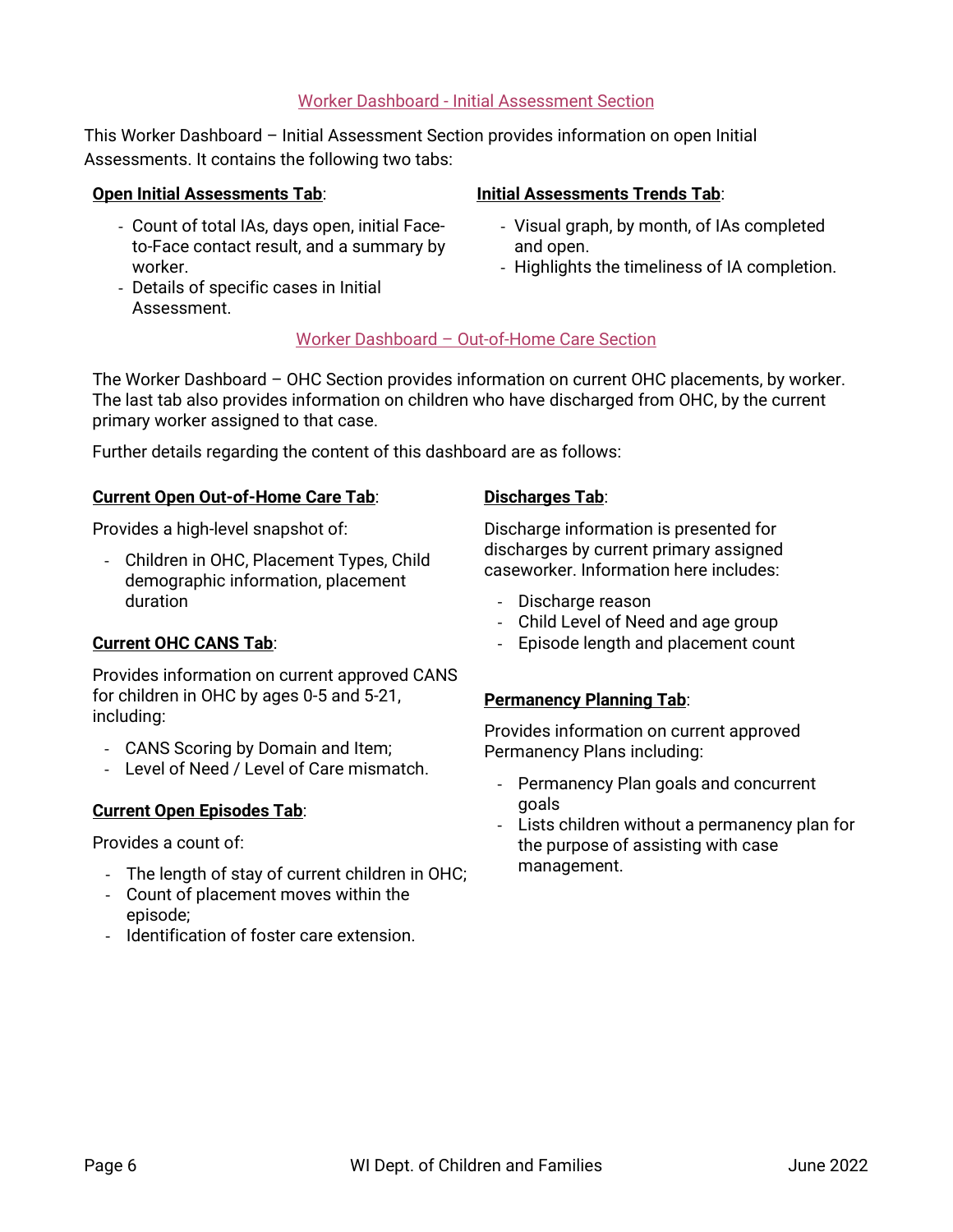## Worker Dashboard - Initial Assessment Section

This Worker Dashboard – Initial Assessment Section provides information on open Initial Assessments. It contains the following two tabs:

**Open Initial Assessments Tab**:

- Count of total IAs, days open, initial Face-to-Face contact result, and a summary by worker.
- Details of specific cases in Initial Assessment.

**Initial Assessments Trends Tab**:

- Visual graph, by month, of IAs completed and open.
- Highlights the timeliness of IA completion.

## Worker Dashboard – Out-of-Home Care Section

The Worker Dashboard – OHC Section provides information on current OHC placements, by worker. The last tab also provides information on children who have discharged from OHC, by the current primary worker assigned to that case.

Further details regarding the content of this dashboard are as follows:

**Current Open Out-of-Home Care Tab**:

Provides a high-level snapshot of:

- Children in OHC, Placement Types, Child demographic information, placement duration

**Current OHC CANS Tab**:

Provides information on current approved CANS for children in OHC by ages 0-5 and 5-21, including:

- CANS Scoring by Domain and Item;
- Level of Need / Level of Care mismatch.

**Current Open Episodes Tab**:

Provides a count of:

- The length of stay of current children in OHC;
- Count of placement moves within the episode;
- Identification of foster care extension.

**Discharges Tab**:

Discharge information is presented for discharges by current primary assigned caseworker. Information here includes:

- Discharge reason
- Child Level of Need and age group
- Episode length and placement count

**Permanency Planning Tab**:

Provides information on current approved Permanency Plans including:

- Permanency Plan goals and concurrent goals
- Lists children without a permanency plan for the purpose of assisting with case management.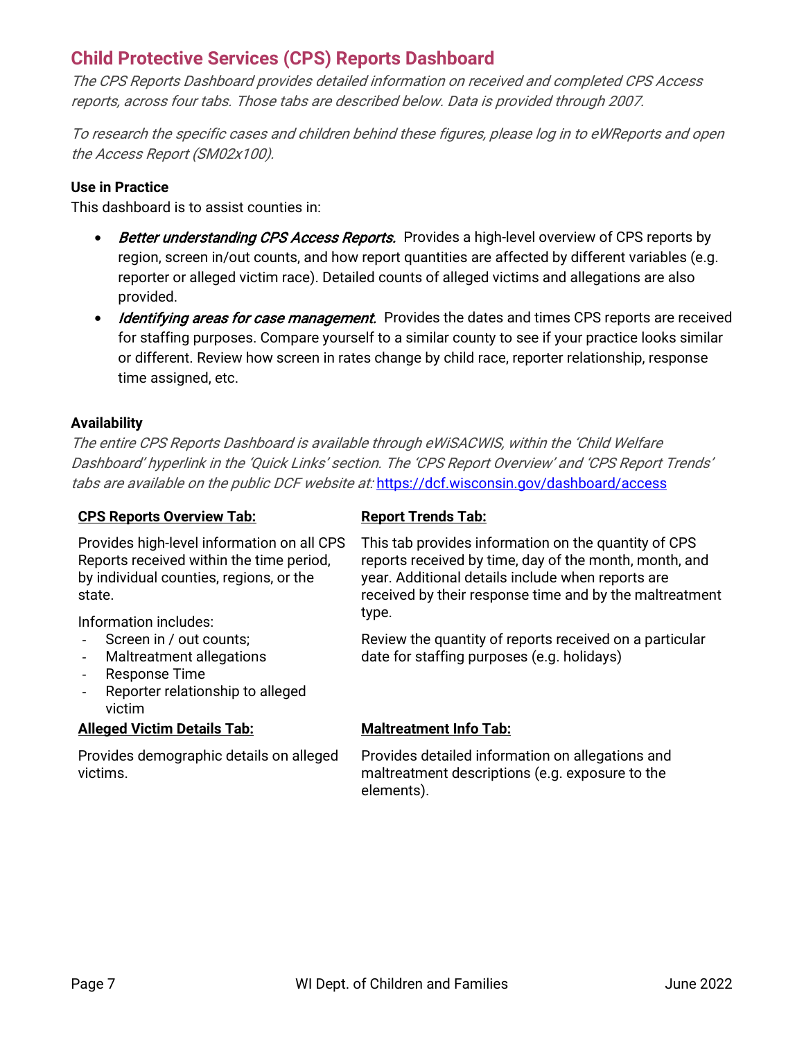## Child Protective Services (CPS) Reports Dashboard

*The CPS Reports Dashboard provides detailed information on received and completed CPS Access reports, across four tabs. Those tabs are described below. Data is provided through 2007.*

*To research the specific cases and children behind these figures, please log in to eWReports and open the Access Report (SM02x100).*

**Use in Practice**

This dashboard is to assist counties in:

- ***Better understanding CPS Access Reports.*** Provides a high-level overview of CPS reports by region, screen in/out counts, and how report quantities are affected by different variables (e.g. reporter or alleged victim race). Detailed counts of alleged victims and allegations are also provided.
- ***Identifying areas for case management.*** Provides the dates and times CPS reports are received for staffing purposes. Compare yourself to a similar county to see if your practice looks similar or different. Review how screen in rates change by child race, reporter relationship, response time assigned, etc.

**Availability**

*The entire CPS Reports Dashboard is available through eWiSACWIS, within the 'Child Welfare Dashboard' hyperlink in the 'Quick Links' section. The 'CPS Report Overview' and 'CPS Report Trends' tabs are available on the public DCF website at:* https://dcf.wisconsin.gov/dashboard/access

**CPS Reports Overview Tab:**

Provides high-level information on all CPS Reports received within the time period, by individual counties, regions, or the state.

Information includes:

- Screen in / out counts;
- Maltreatment allegations
- Response Time
- Reporter relationship to alleged victim

**Report Trends Tab:**

This tab provides information on the quantity of CPS reports received by time, day of the month, month, and year. Additional details include when reports are received by their response time and by the maltreatment type.

Review the quantity of reports received on a particular date for staffing purposes (e.g. holidays)

**Alleged Victim Details Tab:**

Provides demographic details on alleged victims.

**Maltreatment Info Tab:**

Provides detailed information on allegations and maltreatment descriptions (e.g. exposure to the elements).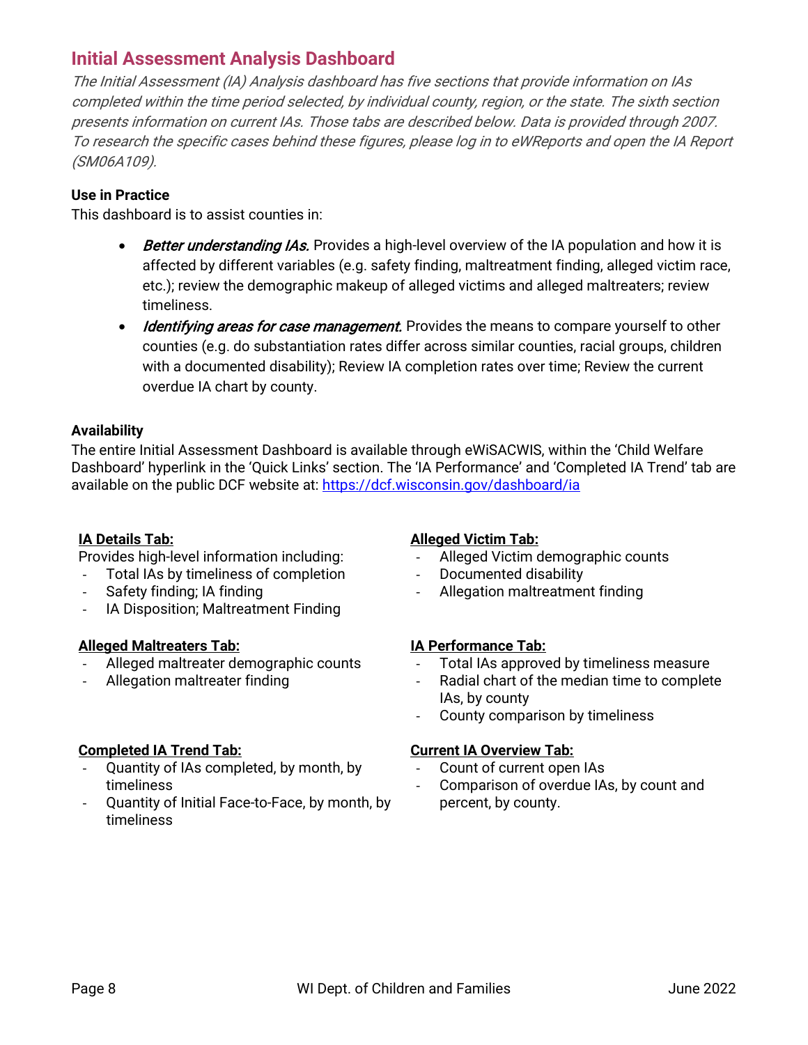## Initial Assessment Analysis Dashboard

*The Initial Assessment (IA) Analysis dashboard has five sections that provide information on IAs completed within the time period selected, by individual county, region, or the state. The sixth section presents information on current IAs. Those tabs are described below. Data is provided through 2007. To research the specific cases behind these figures, please log in to eWReports and open the IA Report (SM06A109).*

**Use in Practice**

This dashboard is to assist counties in:

- *Better understanding IAs.* Provides a high-level overview of the IA population and how it is affected by different variables (e.g. safety finding, maltreatment finding, alleged victim race, etc.); review the demographic makeup of alleged victims and alleged maltreaters; review timeliness.
- *Identifying areas for case management.* Provides the means to compare yourself to other counties (e.g. do substantiation rates differ across similar counties, racial groups, children with a documented disability); Review IA completion rates over time; Review the current overdue IA chart by county.

**Availability**

The entire Initial Assessment Dashboard is available through eWiSACWIS, within the 'Child Welfare Dashboard' hyperlink in the 'Quick Links' section. The 'IA Performance' and 'Completed IA Trend' tab are available on the public DCF website at: https://dcf.wisconsin.gov/dashboard/ia

**IA Details Tab:**

Provides high-level information including:

- Total IAs by timeliness of completion
- Safety finding; IA finding
- IA Disposition; Maltreatment Finding

**Alleged Maltreaters Tab:**

- Alleged maltreater demographic counts
- Allegation maltreater finding

**Completed IA Trend Tab:**

- Quantity of IAs completed, by month, by timeliness
- Quantity of Initial Face-to-Face, by month, by timeliness

**Alleged Victim Tab:**

- Alleged Victim demographic counts
- Documented disability
- Allegation maltreatment finding

**IA Performance Tab:**

- Total IAs approved by timeliness measure
- Radial chart of the median time to complete IAs, by county
- County comparison by timeliness

**Current IA Overview Tab:**

- Count of current open IAs
- Comparison of overdue IAs, by count and percent, by county.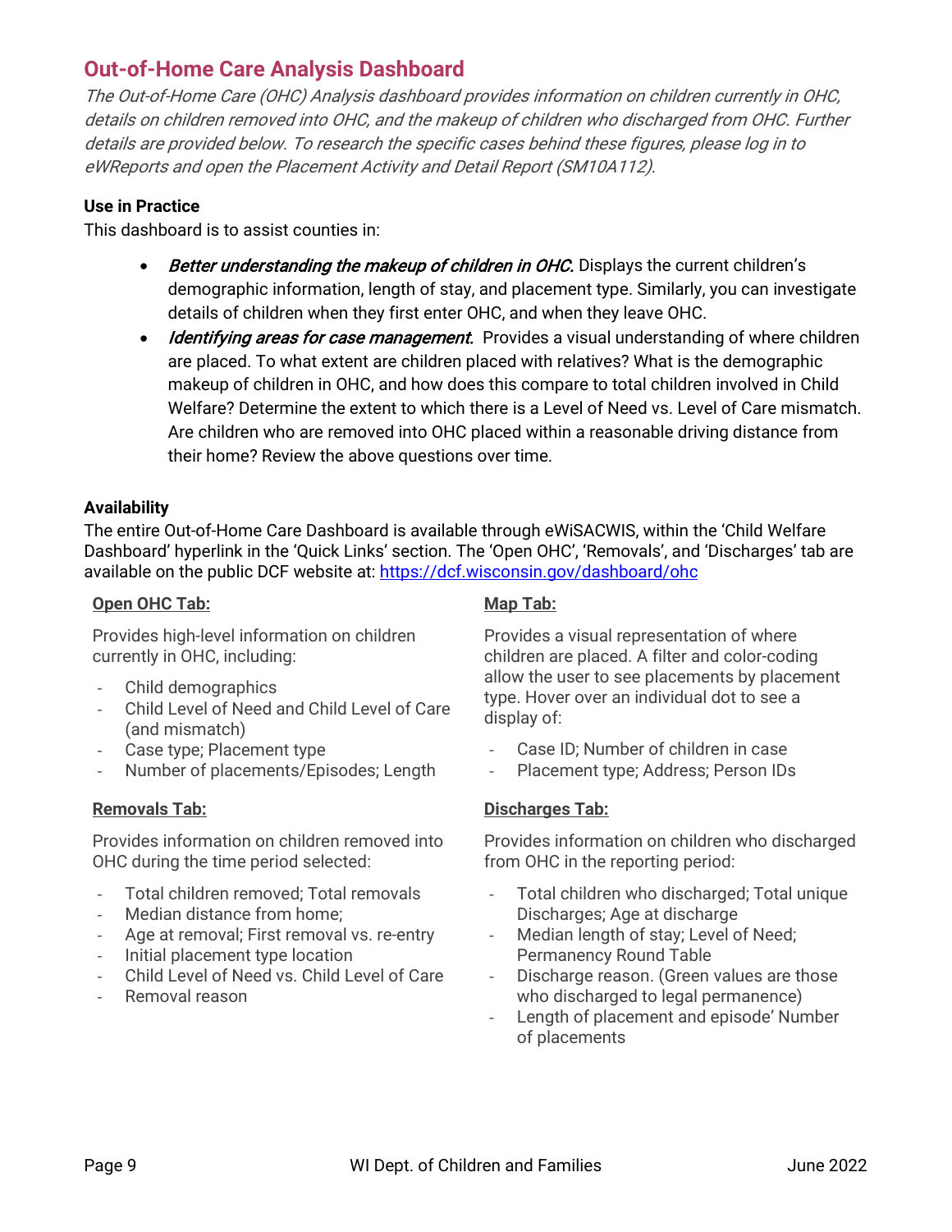## Out-of-Home Care Analysis Dashboard

*The Out-of-Home Care (OHC) Analysis dashboard provides information on children currently in OHC, details on children removed into OHC, and the makeup of children who discharged from OHC. Further details are provided below. To research the specific cases behind these figures, please log in to eWReports and open the Placement Activity and Detail Report (SM10A112).*

**Use in Practice**

This dashboard is to assist counties in:

- *Better understanding the makeup of children in OHC.* Displays the current children's demographic information, length of stay, and placement type. Similarly, you can investigate details of children when they first enter OHC, and when they leave OHC.
- *Identifying areas for case management.* Provides a visual understanding of where children are placed. To what extent are children placed with relatives? What is the demographic makeup of children in OHC, and how does this compare to total children involved in Child Welfare? Determine the extent to which there is a Level of Need vs. Level of Care mismatch. Are children who are removed into OHC placed within a reasonable driving distance from their home? Review the above questions over time.

**Availability**

The entire Out-of-Home Care Dashboard is available through eWiSACWIS, within the 'Child Welfare Dashboard' hyperlink in the 'Quick Links' section. The 'Open OHC', 'Removals', and 'Discharges' tab are available on the public DCF website at: https://dcf.wisconsin.gov/dashboard/ohc

**Open OHC Tab:**

Provides high-level information on children currently in OHC, including:

- Child demographics
- Child Level of Need and Child Level of Care (and mismatch)
- Case type; Placement type
- Number of placements/Episodes; Length

**Map Tab:**

Provides a visual representation of where children are placed. A filter and color-coding allow the user to see placements by placement type. Hover over an individual dot to see a display of:

- Case ID; Number of children in case
- Placement type; Address; Person IDs

**Removals Tab:**

Provides information on children removed into OHC during the time period selected:

- Total children removed; Total removals
- Median distance from home;
- Age at removal; First removal vs. re-entry
- Initial placement type location
- Child Level of Need vs. Child Level of Care
- Removal reason

**Discharges Tab:**

Provides information on children who discharged from OHC in the reporting period:

- Total children who discharged; Total unique Discharges; Age at discharge
- Median length of stay; Level of Need; Permanency Round Table
- Discharge reason. (Green values are those who discharged to legal permanence)
- Length of placement and episode' Number of placements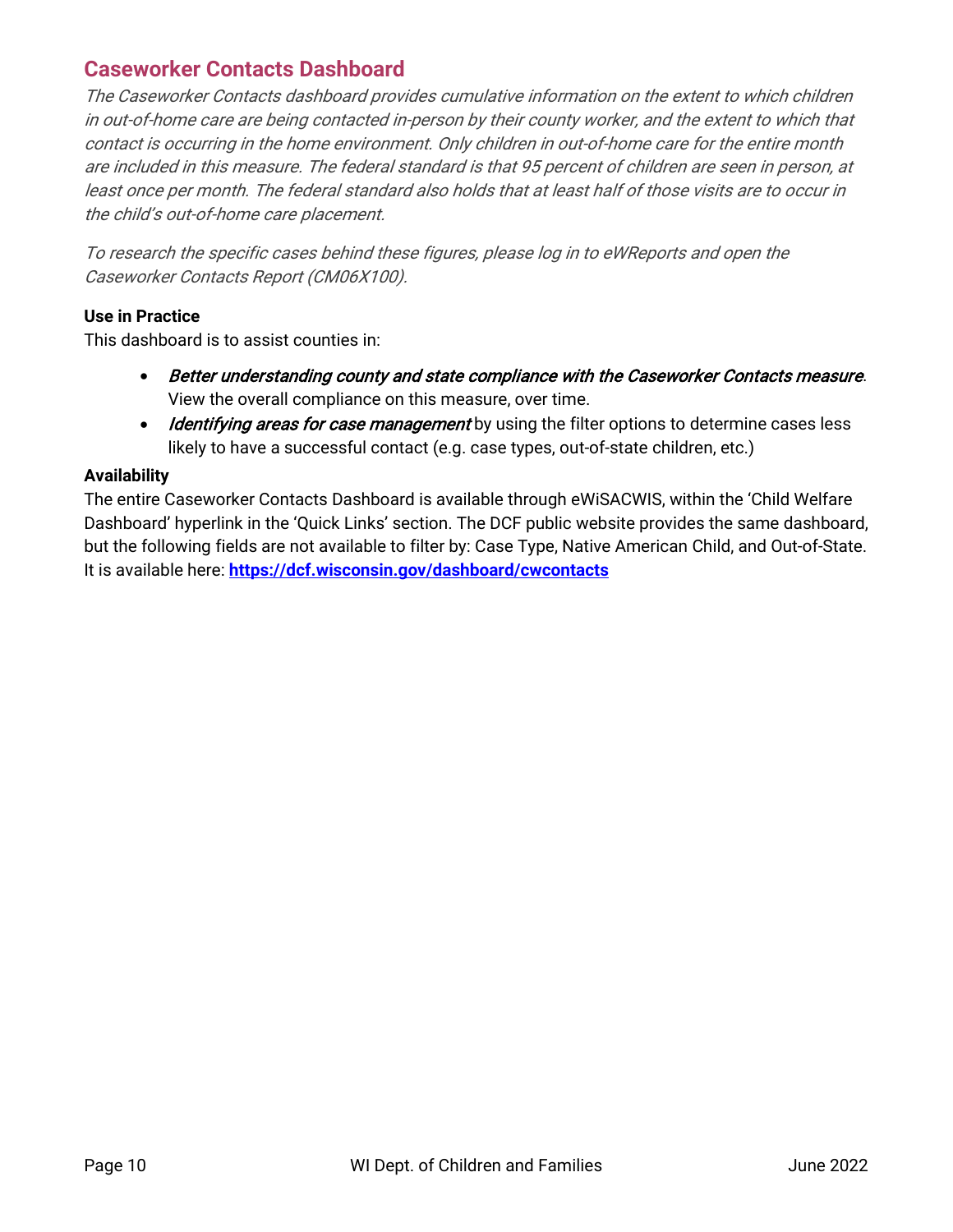## Caseworker Contacts Dashboard

*The Caseworker Contacts dashboard provides cumulative information on the extent to which children in out-of-home care are being contacted in-person by their county worker, and the extent to which that contact is occurring in the home environment. Only children in out-of-home care for the entire month are included in this measure. The federal standard is that 95 percent of children are seen in person, at least once per month. The federal standard also holds that at least half of those visits are to occur in the child's out-of-home care placement.*

*To research the specific cases behind these figures, please log in to eWReports and open the Caseworker Contacts Report (CM06X100).*

**Use in Practice**

This dashboard is to assist counties in:

- ***Better understanding county and state compliance with the Caseworker Contacts measure***. View the overall compliance on this measure, over time.
- ***Identifying areas for case management*** by using the filter options to determine cases less likely to have a successful contact (e.g. case types, out-of-state children, etc.)

**Availability**

The entire Caseworker Contacts Dashboard is available through eWiSACWIS, within the 'Child Welfare Dashboard' hyperlink in the 'Quick Links' section. The DCF public website provides the same dashboard, but the following fields are not available to filter by: Case Type, Native American Child, and Out-of-State. It is available here: **https://dcf.wisconsin.gov/dashboard/cwcontacts**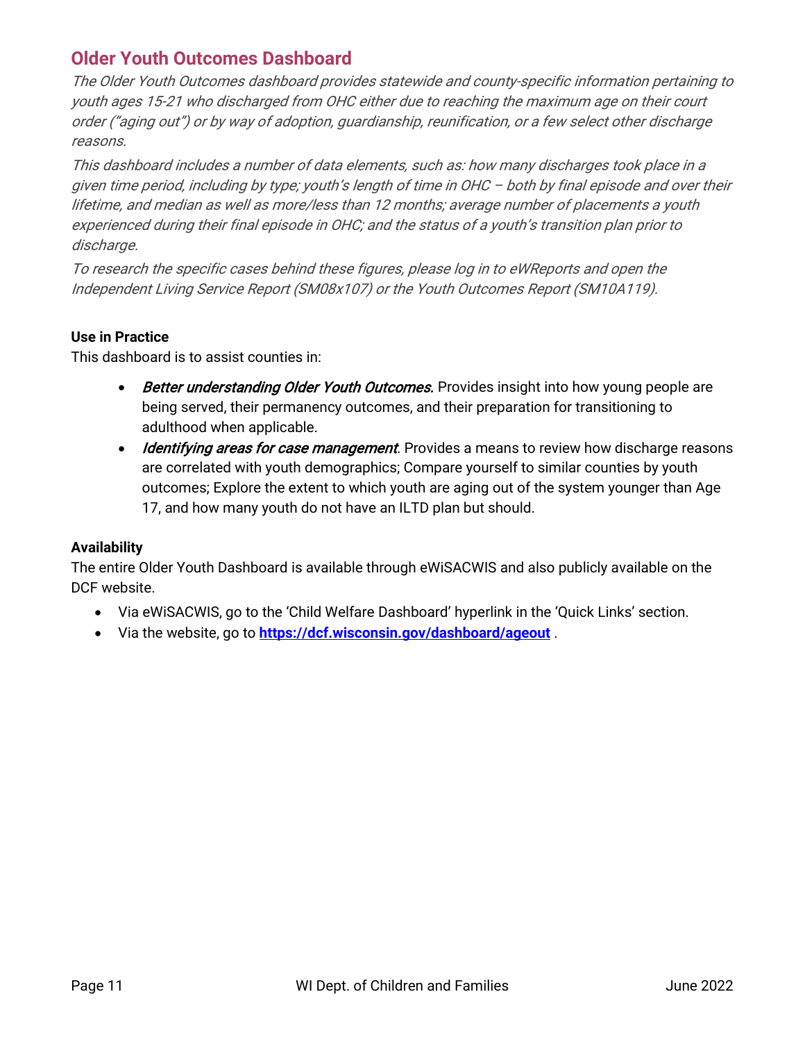## Older Youth Outcomes Dashboard

*The Older Youth Outcomes dashboard provides statewide and county-specific information pertaining to youth ages 15-21 who discharged from OHC either due to reaching the maximum age on their court order ("aging out") or by way of adoption, guardianship, reunification, or a few select other discharge reasons.*

*This dashboard includes a number of data elements, such as: how many discharges took place in a given time period, including by type; youth's length of time in OHC – both by final episode and over their lifetime, and median as well as more/less than 12 months; average number of placements a youth experienced during their final episode in OHC; and the status of a youth's transition plan prior to discharge.*

*To research the specific cases behind these figures, please log in to eWReports and open the Independent Living Service Report (SM08x107) or the Youth Outcomes Report (SM10A119).*

**Use in Practice**

This dashboard is to assist counties in:

- *Better understanding Older Youth Outcomes.* Provides insight into how young people are being served, their permanency outcomes, and their preparation for transitioning to adulthood when applicable.
- *Identifying areas for case management*. Provides a means to review how discharge reasons are correlated with youth demographics; Compare yourself to similar counties by youth outcomes; Explore the extent to which youth are aging out of the system younger than Age 17, and how many youth do not have an ILTD plan but should.

**Availability**

The entire Older Youth Dashboard is available through eWiSACWIS and also publicly available on the DCF website.

- Via eWiSACWIS, go to the 'Child Welfare Dashboard' hyperlink in the 'Quick Links' section.
- Via the website, go to **[https://dcf.wisconsin.gov/dashboard/ageout](https://dcf.wisconsin.gov/dashboard/ageout)** .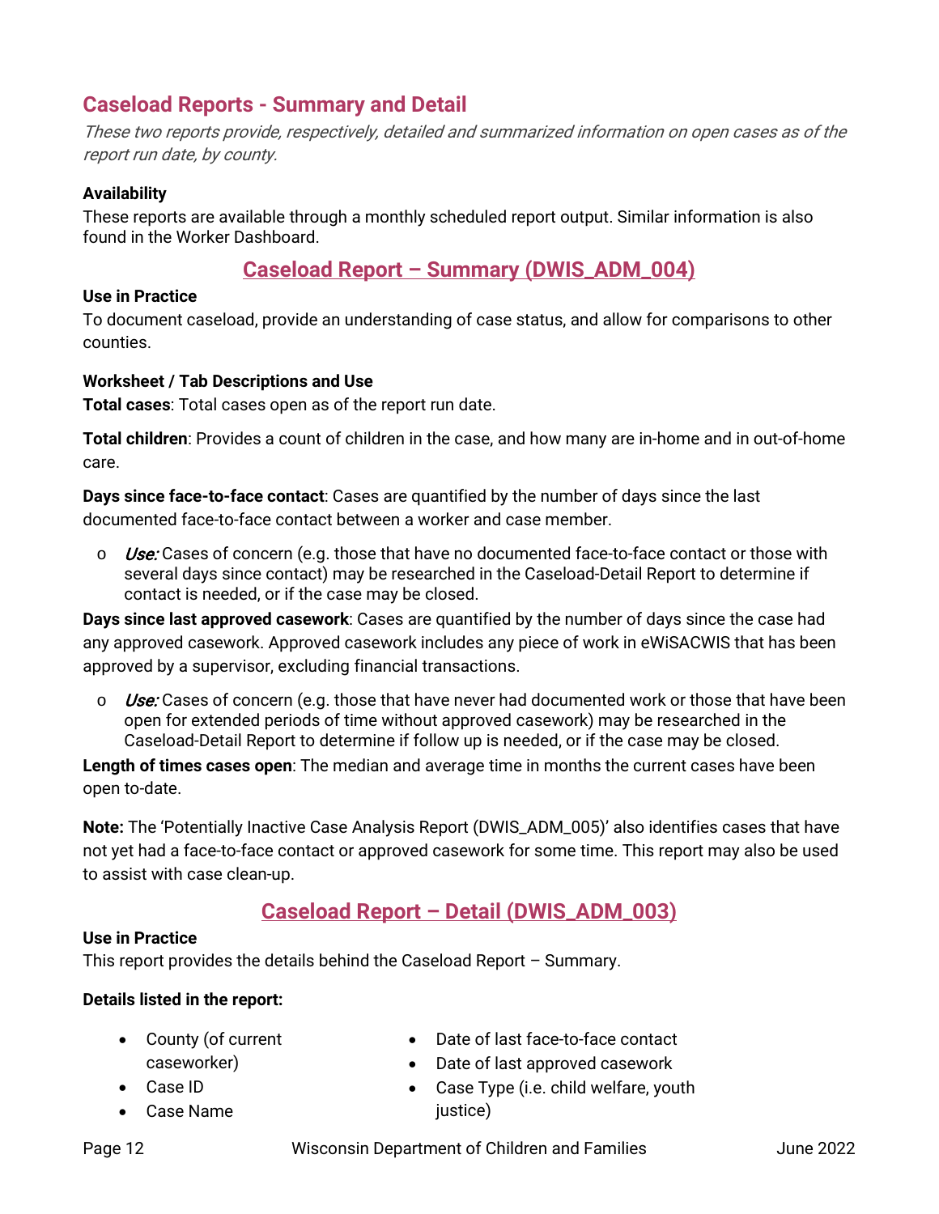## Caseload Reports - Summary and Detail

*These two reports provide, respectively, detailed and summarized information on open cases as of the report run date, by county.*

**Availability**

These reports are available through a monthly scheduled report output. Similar information is also found in the Worker Dashboard.

### Caseload Report – Summary (DWIS_ADM_004)

**Use in Practice**

To document caseload, provide an understanding of case status, and allow for comparisons to other counties.

**Worksheet / Tab Descriptions and Use**

**Total cases**: Total cases open as of the report run date.

**Total children**: Provides a count of children in the case, and how many are in-home and in out-of-home care.

**Days since face-to-face contact**: Cases are quantified by the number of days since the last documented face-to-face contact between a worker and case member.

- *Use:* Cases of concern (e.g. those that have no documented face-to-face contact or those with several days since contact) may be researched in the Caseload-Detail Report to determine if contact is needed, or if the case may be closed.

**Days since last approved casework**: Cases are quantified by the number of days since the case had any approved casework. Approved casework includes any piece of work in eWiSACWIS that has been approved by a supervisor, excluding financial transactions.

- *Use:* Cases of concern (e.g. those that have never had documented work or those that have been open for extended periods of time without approved casework) may be researched in the Caseload-Detail Report to determine if follow up is needed, or if the case may be closed.

**Length of times cases open**: The median and average time in months the current cases have been open to-date.

**Note:** The 'Potentially Inactive Case Analysis Report (DWIS_ADM_005)' also identifies cases that have not yet had a face-to-face contact or approved casework for some time. This report may also be used to assist with case clean-up.

### Caseload Report – Detail (DWIS_ADM_003)

**Use in Practice**

This report provides the details behind the Caseload Report – Summary.

**Details listed in the report:**

- County (of current caseworker)
- Case ID
- Case Name
- Date of last face-to-face contact
- Date of last approved casework
- Case Type (i.e. child welfare, youth justice)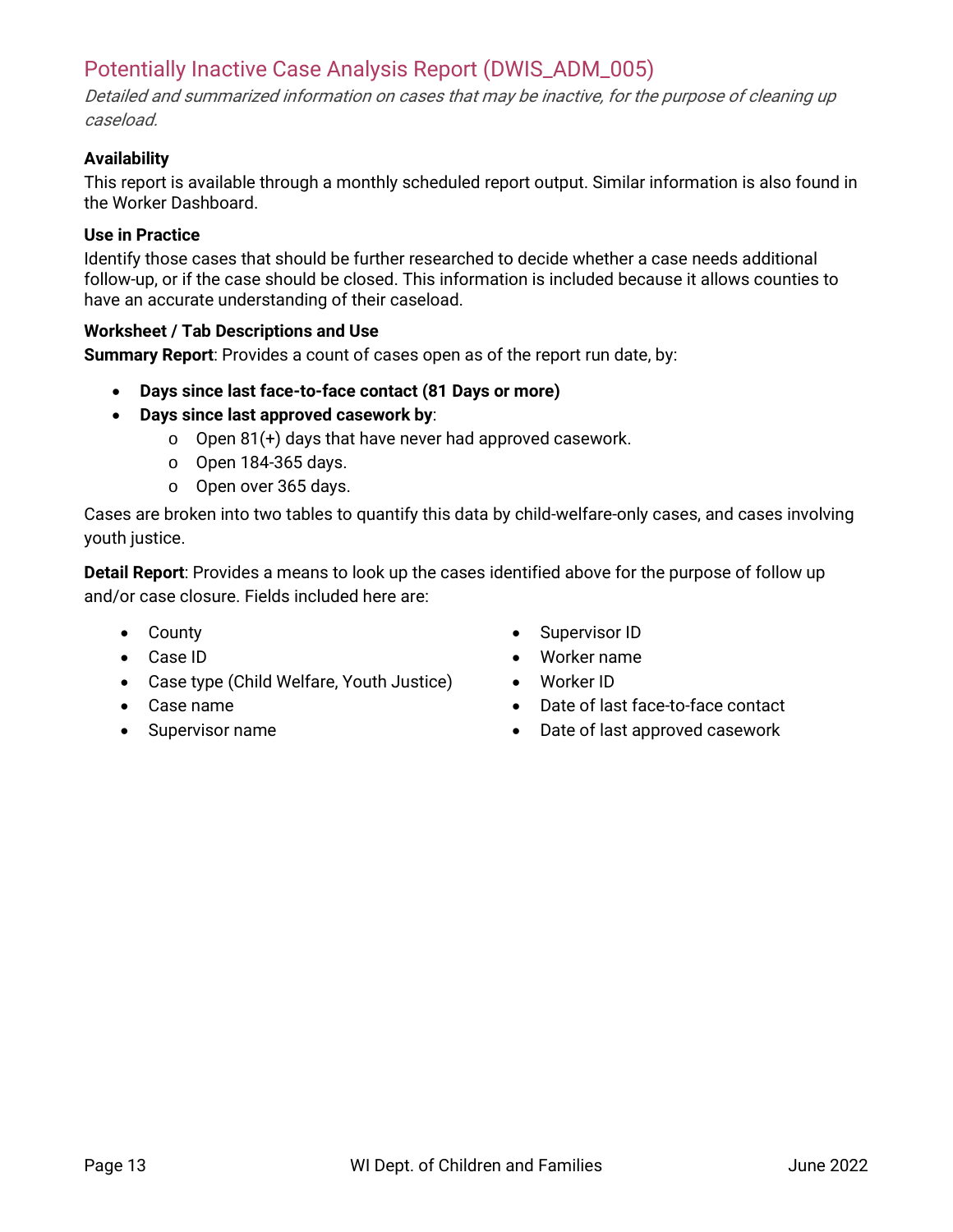## Potentially Inactive Case Analysis Report (DWIS_ADM_005)

*Detailed and summarized information on cases that may be inactive, for the purpose of cleaning up caseload.*

**Availability**

This report is available through a monthly scheduled report output. Similar information is also found in the Worker Dashboard.

**Use in Practice**

Identify those cases that should be further researched to decide whether a case needs additional follow-up, or if the case should be closed. This information is included because it allows counties to have an accurate understanding of their caseload.

**Worksheet / Tab Descriptions and Use**

**Summary Report**: Provides a count of cases open as of the report run date, by:

- **Days since last face-to-face contact (81 Days or more)**
- **Days since last approved casework by**:
  - Open 81(+) days that have never had approved casework.
  - Open 184-365 days.
  - Open over 365 days.

Cases are broken into two tables to quantify this data by child-welfare-only cases, and cases involving youth justice.

**Detail Report**: Provides a means to look up the cases identified above for the purpose of follow up and/or case closure. Fields included here are:

- County
- Case ID
- Case type (Child Welfare, Youth Justice)
- Case name
- Supervisor name
- Supervisor ID
- Worker name
- Worker ID
- Date of last face-to-face contact
- Date of last approved casework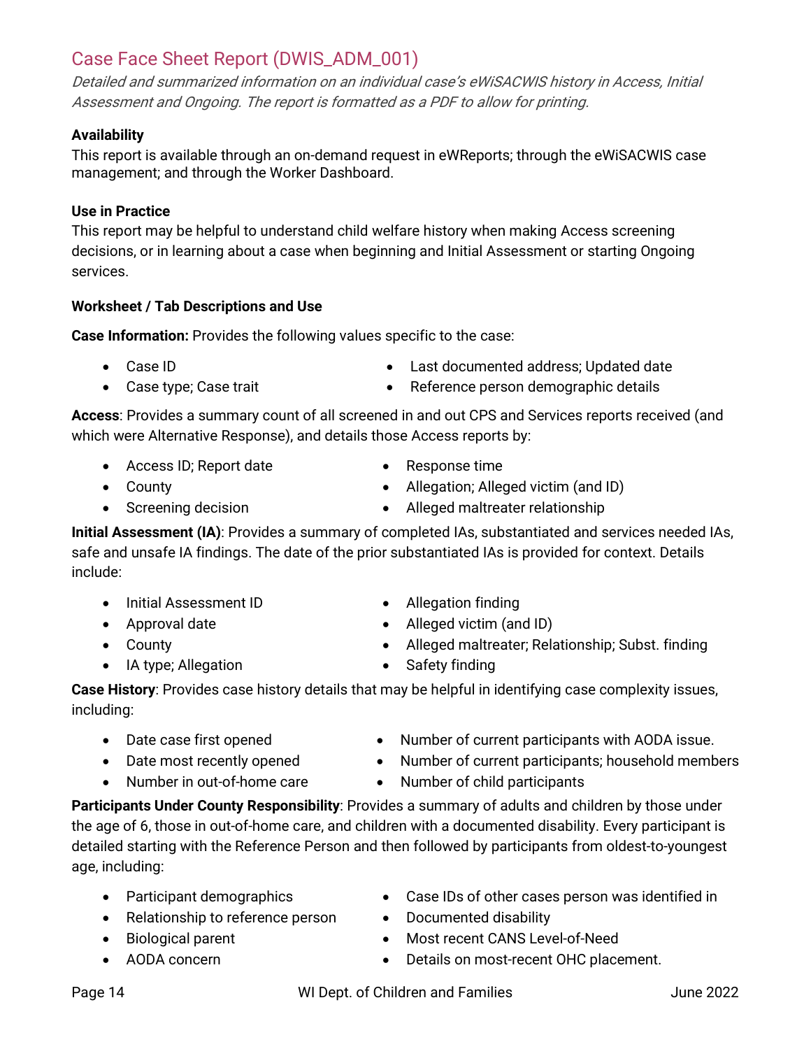## Case Face Sheet Report (DWIS_ADM_001)

*Detailed and summarized information on an individual case's eWiSACWIS history in Access, Initial Assessment and Ongoing. The report is formatted as a PDF to allow for printing.*

**Availability**
This report is available through an on-demand request in eWReports; through the eWiSACWIS case management; and through the Worker Dashboard.

**Use in Practice**
This report may be helpful to understand child welfare history when making Access screening decisions, or in learning about a case when beginning and Initial Assessment or starting Ongoing services.

**Worksheet / Tab Descriptions and Use**

**Case Information:** Provides the following values specific to the case:

- Case ID
- Case type; Case trait
- Last documented address; Updated date
- Reference person demographic details

**Access**: Provides a summary count of all screened in and out CPS and Services reports received (and which were Alternative Response), and details those Access reports by:

- Access ID; Report date
- County
- Screening decision
- Response time
- Allegation; Alleged victim (and ID)
- Alleged maltreater relationship

**Initial Assessment (IA)**: Provides a summary of completed IAs, substantiated and services needed IAs, safe and unsafe IA findings. The date of the prior substantiated IAs is provided for context. Details include:

- Initial Assessment ID
- Approval date
- County
- IA type; Allegation
- Allegation finding
- Alleged victim (and ID)
- Alleged maltreater; Relationship; Subst. finding
- Safety finding

**Case History**: Provides case history details that may be helpful in identifying case complexity issues, including:

- Date case first opened
- Date most recently opened
- Number in out-of-home care
- Number of current participants with AODA issue.
- Number of current participants; household members
- Number of child participants

**Participants Under County Responsibility**: Provides a summary of adults and children by those under the age of 6, those in out-of-home care, and children with a documented disability. Every participant is detailed starting with the Reference Person and then followed by participants from oldest-to-youngest age, including:

- Participant demographics
- Relationship to reference person
- Biological parent
- AODA concern
- Case IDs of other cases person was identified in
- Documented disability
- Most recent CANS Level-of-Need
- Details on most-recent OHC placement.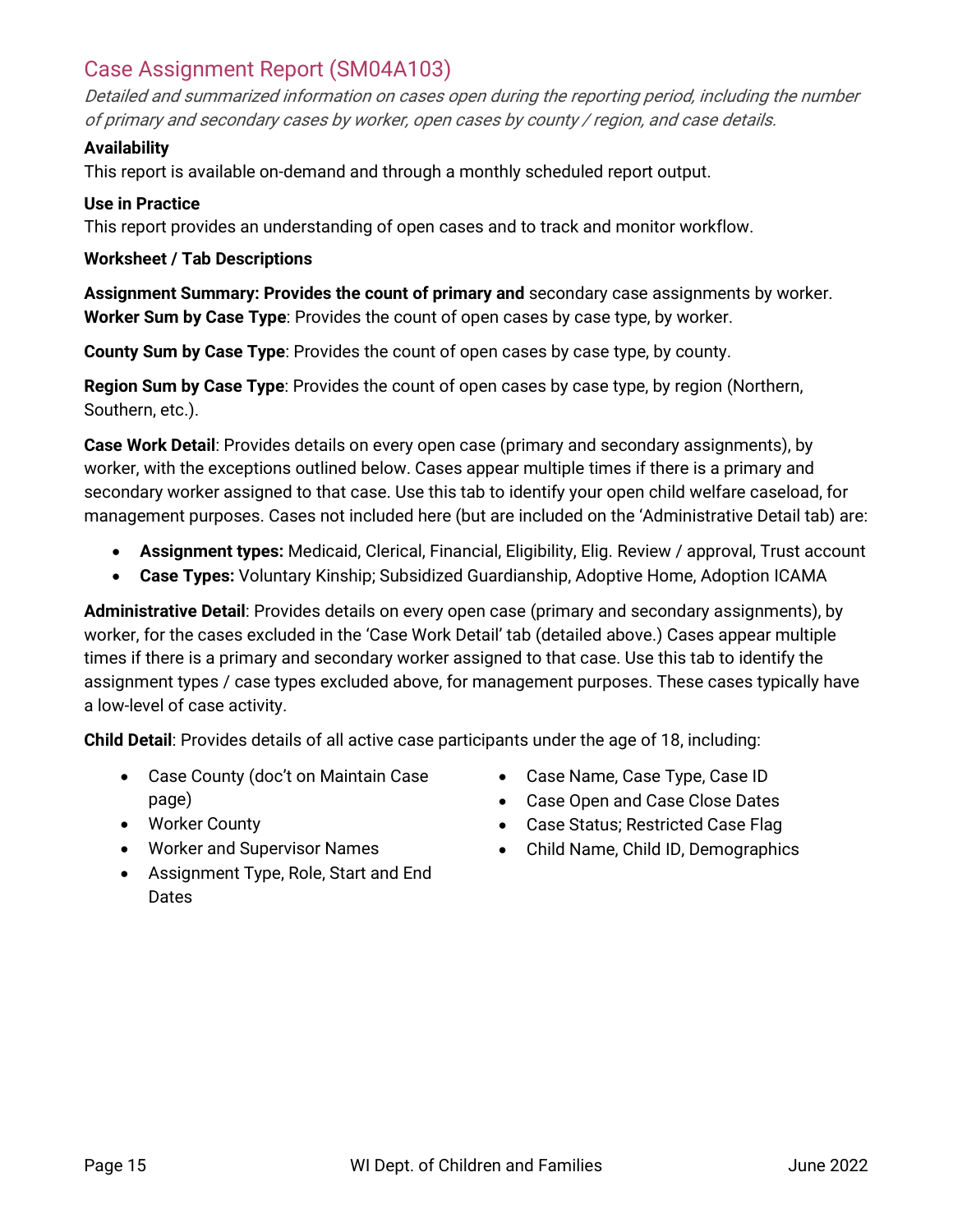## Case Assignment Report (SM04A103)

*Detailed and summarized information on cases open during the reporting period, including the number of primary and secondary cases by worker, open cases by county / region, and case details.*

**Availability**

This report is available on-demand and through a monthly scheduled report output.

**Use in Practice**

This report provides an understanding of open cases and to track and monitor workflow.

**Worksheet / Tab Descriptions**

**Assignment Summary: Provides the count of primary and** secondary case assignments by worker.
**Worker Sum by Case Type**: Provides the count of open cases by case type, by worker.

**County Sum by Case Type**: Provides the count of open cases by case type, by county.

**Region Sum by Case Type**: Provides the count of open cases by case type, by region (Northern, Southern, etc.).

**Case Work Detail**: Provides details on every open case (primary and secondary assignments), by worker, with the exceptions outlined below. Cases appear multiple times if there is a primary and secondary worker assigned to that case. Use this tab to identify your open child welfare caseload, for management purposes. Cases not included here (but are included on the 'Administrative Detail tab) are:

- **Assignment types:** Medicaid, Clerical, Financial, Eligibility, Elig. Review / approval, Trust account
- **Case Types:** Voluntary Kinship; Subsidized Guardianship, Adoptive Home, Adoption ICAMA

**Administrative Detail**: Provides details on every open case (primary and secondary assignments), by worker, for the cases excluded in the 'Case Work Detail' tab (detailed above.) Cases appear multiple times if there is a primary and secondary worker assigned to that case. Use this tab to identify the assignment types / case types excluded above, for management purposes. These cases typically have a low-level of case activity.

**Child Detail**: Provides details of all active case participants under the age of 18, including:

- Case County (doc't on Maintain Case page)
- Worker County
- Worker and Supervisor Names
- Assignment Type, Role, Start and End Dates
- Case Name, Case Type, Case ID
- Case Open and Case Close Dates
- Case Status; Restricted Case Flag
- Child Name, Child ID, Demographics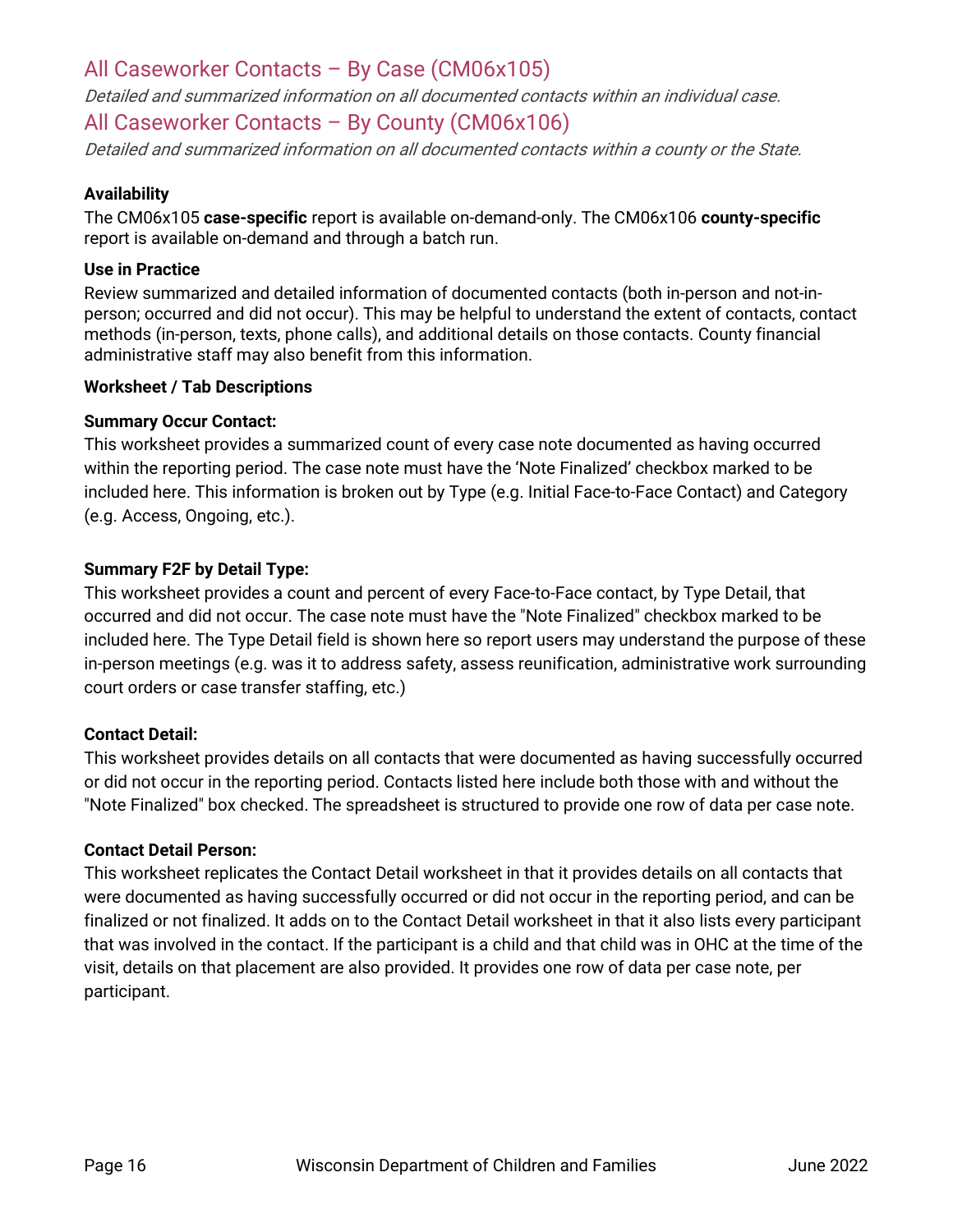## All Caseworker Contacts – By Case (CM06x105)

*Detailed and summarized information on all documented contacts within an individual case.*

## All Caseworker Contacts – By County (CM06x106)

*Detailed and summarized information on all documented contacts within a county or the State.*

**Availability**

The CM06x105 **case-specific** report is available on-demand-only. The CM06x106 **county-specific** report is available on-demand and through a batch run.

**Use in Practice**

Review summarized and detailed information of documented contacts (both in-person and not-in-person; occurred and did not occur). This may be helpful to understand the extent of contacts, contact methods (in-person, texts, phone calls), and additional details on those contacts. County financial administrative staff may also benefit from this information.

**Worksheet / Tab Descriptions**

**Summary Occur Contact:**

This worksheet provides a summarized count of every case note documented as having occurred within the reporting period. The case note must have the 'Note Finalized' checkbox marked to be included here. This information is broken out by Type (e.g. Initial Face-to-Face Contact) and Category (e.g. Access, Ongoing, etc.).

**Summary F2F by Detail Type:**

This worksheet provides a count and percent of every Face-to-Face contact, by Type Detail, that occurred and did not occur. The case note must have the "Note Finalized" checkbox marked to be included here. The Type Detail field is shown here so report users may understand the purpose of these in-person meetings (e.g. was it to address safety, assess reunification, administrative work surrounding court orders or case transfer staffing, etc.)

**Contact Detail:**

This worksheet provides details on all contacts that were documented as having successfully occurred or did not occur in the reporting period. Contacts listed here include both those with and without the "Note Finalized" box checked. The spreadsheet is structured to provide one row of data per case note.

**Contact Detail Person:**

This worksheet replicates the Contact Detail worksheet in that it provides details on all contacts that were documented as having successfully occurred or did not occur in the reporting period, and can be finalized or not finalized. It adds on to the Contact Detail worksheet in that it also lists every participant that was involved in the contact. If the participant is a child and that child was in OHC at the time of the visit, details on that placement are also provided. It provides one row of data per case note, per participant.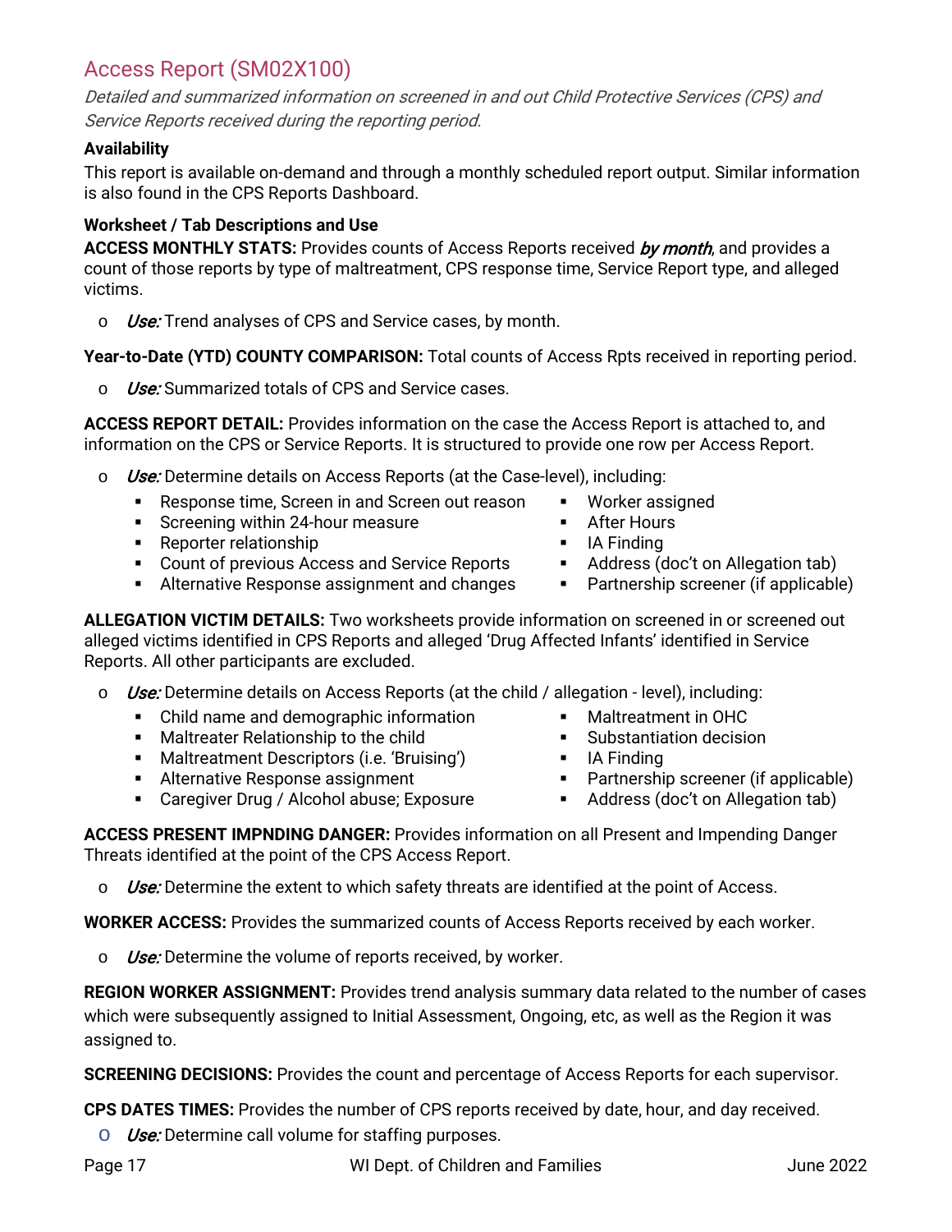## Access Report (SM02X100)

*Detailed and summarized information on screened in and out Child Protective Services (CPS) and Service Reports received during the reporting period.*

**Availability**

This report is available on-demand and through a monthly scheduled report output. Similar information is also found in the CPS Reports Dashboard.

**Worksheet / Tab Descriptions and Use**

**ACCESS MONTHLY STATS:** Provides counts of Access Reports received *by month*, and provides a count of those reports by type of maltreatment, CPS response time, Service Report type, and alleged victims.

- *Use:* Trend analyses of CPS and Service cases, by month.

**Year-to-Date (YTD) COUNTY COMPARISON:** Total counts of Access Rpts received in reporting period.

- *Use:* Summarized totals of CPS and Service cases.

**ACCESS REPORT DETAIL:** Provides information on the case the Access Report is attached to, and information on the CPS or Service Reports. It is structured to provide one row per Access Report.

- *Use:* Determine details on Access Reports (at the Case-level), including:
  - Response time, Screen in and Screen out reason
  - Screening within 24-hour measure
  - Reporter relationship
  - Count of previous Access and Service Reports
  - Alternative Response assignment and changes
  - Worker assigned
  - After Hours
  - IA Finding
  - Address (doc't on Allegation tab)
  - Partnership screener (if applicable)

**ALLEGATION VICTIM DETAILS:** Two worksheets provide information on screened in or screened out alleged victims identified in CPS Reports and alleged 'Drug Affected Infants' identified in Service Reports. All other participants are excluded.

- *Use:* Determine details on Access Reports (at the child / allegation - level), including:
  - Child name and demographic information
  - Maltreater Relationship to the child
  - Maltreatment Descriptors (i.e. 'Bruising')
  - Alternative Response assignment
  - Caregiver Drug / Alcohol abuse; Exposure
  - Maltreatment in OHC
  - Substantiation decision
  - IA Finding
  - Partnership screener (if applicable)
  - Address (doc't on Allegation tab)

**ACCESS PRESENT IMPNDING DANGER:** Provides information on all Present and Impending Danger Threats identified at the point of the CPS Access Report.

- *Use:* Determine the extent to which safety threats are identified at the point of Access.

**WORKER ACCESS:** Provides the summarized counts of Access Reports received by each worker.

- *Use:* Determine the volume of reports received, by worker.

**REGION WORKER ASSIGNMENT:** Provides trend analysis summary data related to the number of cases which were subsequently assigned to Initial Assessment, Ongoing, etc, as well as the Region it was assigned to.

**SCREENING DECISIONS:** Provides the count and percentage of Access Reports for each supervisor.

**CPS DATES TIMES:** Provides the number of CPS reports received by date, hour, and day received.

- *Use:* Determine call volume for staffing purposes.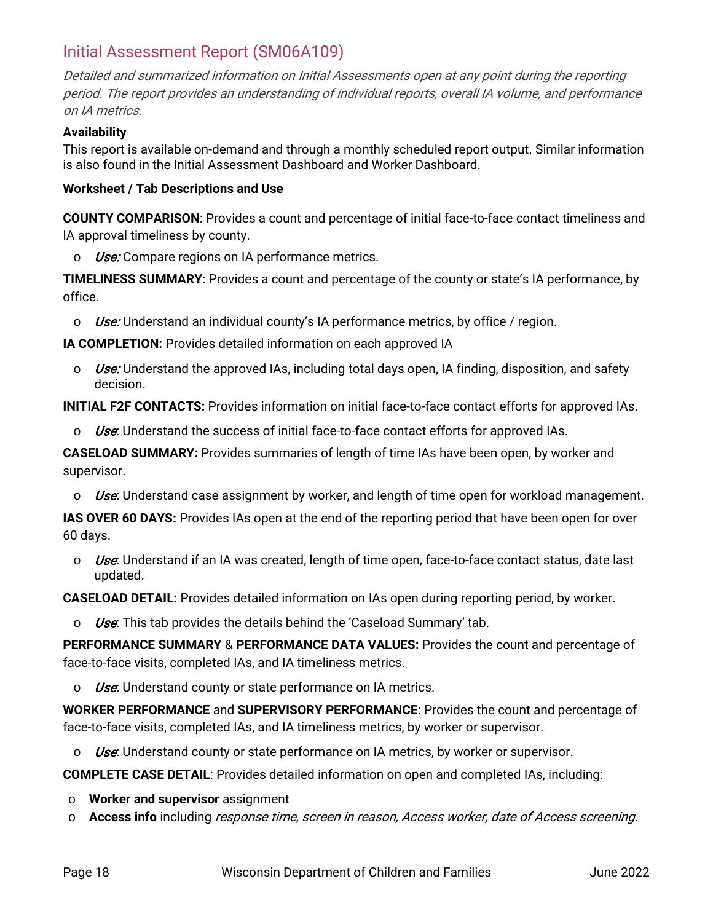## Initial Assessment Report (SM06A109)

*Detailed and summarized information on Initial Assessments open at any point during the reporting period. The report provides an understanding of individual reports, overall IA volume, and performance on IA metrics.*

**Availability**

This report is available on-demand and through a monthly scheduled report output. Similar information is also found in the Initial Assessment Dashboard and Worker Dashboard.

**Worksheet / Tab Descriptions and Use**

**COUNTY COMPARISON**: Provides a count and percentage of initial face-to-face contact timeliness and IA approval timeliness by county.

- *Use:* Compare regions on IA performance metrics.

**TIMELINESS SUMMARY**: Provides a count and percentage of the county or state's IA performance, by office.

- *Use:* Understand an individual county's IA performance metrics, by office / region.

**IA COMPLETION:** Provides detailed information on each approved IA

- *Use:* Understand the approved IAs, including total days open, IA finding, disposition, and safety decision.

**INITIAL F2F CONTACTS:** Provides information on initial face-to-face contact efforts for approved IAs.

- *Use*: Understand the success of initial face-to-face contact efforts for approved IAs.

**CASELOAD SUMMARY:** Provides summaries of length of time IAs have been open, by worker and supervisor.

- *Use*: Understand case assignment by worker, and length of time open for workload management.

**IAS OVER 60 DAYS:** Provides IAs open at the end of the reporting period that have been open for over 60 days.

- *Use*: Understand if an IA was created, length of time open, face-to-face contact status, date last updated.

**CASELOAD DETAIL:** Provides detailed information on IAs open during reporting period, by worker.

- *Use*: This tab provides the details behind the 'Caseload Summary' tab.

**PERFORMANCE SUMMARY** & **PERFORMANCE DATA VALUES:** Provides the count and percentage of face-to-face visits, completed IAs, and IA timeliness metrics.

- *Use*: Understand county or state performance on IA metrics.

**WORKER PERFORMANCE** and **SUPERVISORY PERFORMANCE**: Provides the count and percentage of face-to-face visits, completed IAs, and IA timeliness metrics, by worker or supervisor.

- *Use*: Understand county or state performance on IA metrics, by worker or supervisor.

**COMPLETE CASE DETAIL**: Provides detailed information on open and completed IAs, including:

- **Worker and supervisor** assignment
- **Access info** including *response time, screen in reason, Access worker, date of Access screening*.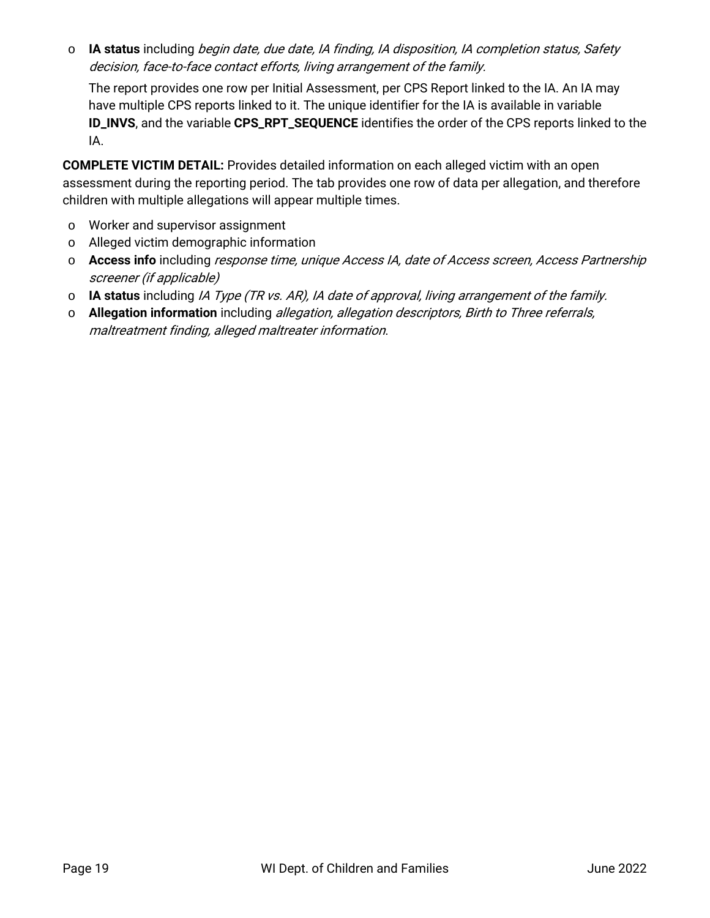- **IA status** including *begin date, due date, IA finding, IA disposition, IA completion status, Safety decision, face-to-face contact efforts, living arrangement of the family.*

  The report provides one row per Initial Assessment, per CPS Report linked to the IA. An IA may have multiple CPS reports linked to it. The unique identifier for the IA is available in variable **ID_INVS**, and the variable **CPS_RPT_SEQUENCE** identifies the order of the CPS reports linked to the IA.

**COMPLETE VICTIM DETAIL:** Provides detailed information on each alleged victim with an open assessment during the reporting period. The tab provides one row of data per allegation, and therefore children with multiple allegations will appear multiple times.

- Worker and supervisor assignment
- Alleged victim demographic information
- **Access info** including *response time, unique Access IA, date of Access screen, Access Partnership screener (if applicable)*
- **IA status** including *IA Type (TR vs. AR), IA date of approval, living arrangement of the family.*
- **Allegation information** including *allegation, allegation descriptors, Birth to Three referrals, maltreatment finding, alleged maltreater information*.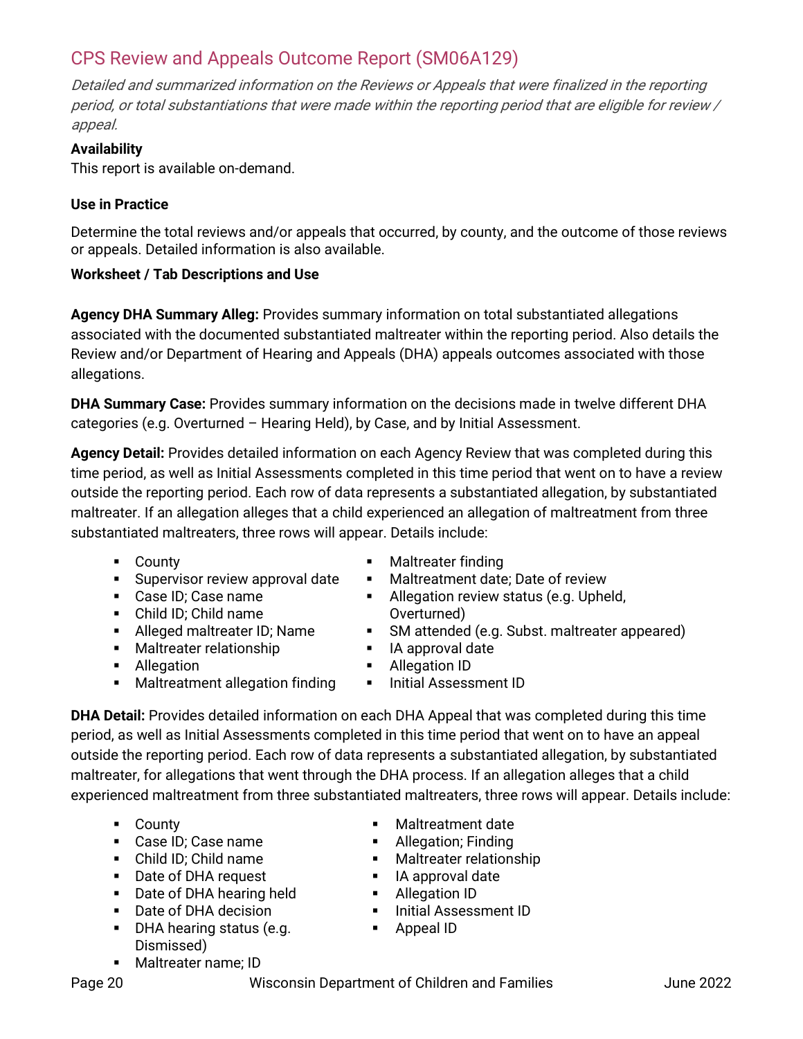## CPS Review and Appeals Outcome Report (SM06A129)

*Detailed and summarized information on the Reviews or Appeals that were finalized in the reporting period, or total substantiations that were made within the reporting period that are eligible for review / appeal.*

**Availability**

This report is available on-demand.

**Use in Practice**

Determine the total reviews and/or appeals that occurred, by county, and the outcome of those reviews or appeals. Detailed information is also available.

**Worksheet / Tab Descriptions and Use**

**Agency DHA Summary Alleg:** Provides summary information on total substantiated allegations associated with the documented substantiated maltreater within the reporting period. Also details the Review and/or Department of Hearing and Appeals (DHA) appeals outcomes associated with those allegations.

**DHA Summary Case:** Provides summary information on the decisions made in twelve different DHA categories (e.g. Overturned – Hearing Held), by Case, and by Initial Assessment.

**Agency Detail:** Provides detailed information on each Agency Review that was completed during this time period, as well as Initial Assessments completed in this time period that went on to have a review outside the reporting period. Each row of data represents a substantiated allegation, by substantiated maltreater. If an allegation alleges that a child experienced an allegation of maltreatment from three substantiated maltreaters, three rows will appear. Details include:

- County
- Supervisor review approval date
- Case ID; Case name
- Child ID; Child name
- Alleged maltreater ID; Name
- Maltreater relationship
- Allegation
- Maltreatment allegation finding
- Maltreater finding
- Maltreatment date; Date of review
- Allegation review status (e.g. Upheld, Overturned)
- SM attended (e.g. Subst. maltreater appeared)
- IA approval date
- Allegation ID
- Initial Assessment ID

**DHA Detail:** Provides detailed information on each DHA Appeal that was completed during this time period, as well as Initial Assessments completed in this time period that went on to have an appeal outside the reporting period. Each row of data represents a substantiated allegation, by substantiated maltreater, for allegations that went through the DHA process. If an allegation alleges that a child experienced maltreatment from three substantiated maltreaters, three rows will appear. Details include:

- County
- Case ID; Case name
- Child ID; Child name
- Date of DHA request
- Date of DHA hearing held
- Date of DHA decision
- DHA hearing status (e.g. Dismissed)
- Maltreater name; ID
- Maltreatment date
- Allegation; Finding
- Maltreater relationship
- IA approval date
- Allegation ID
- Initial Assessment ID
- Appeal ID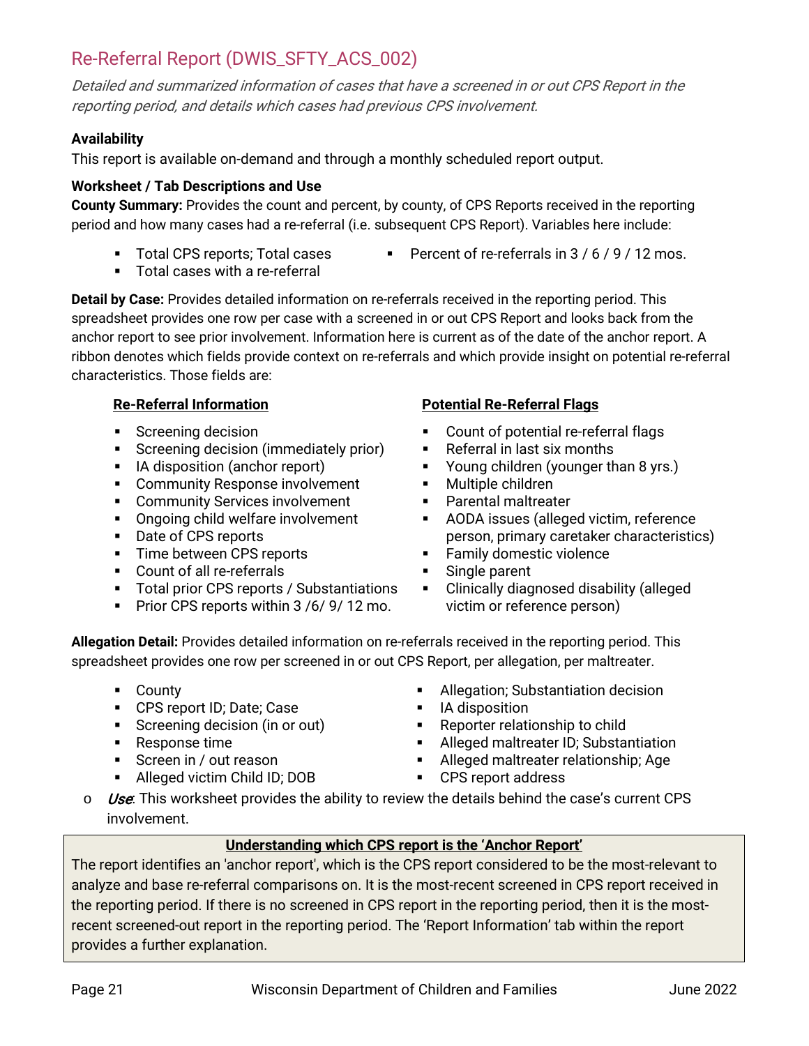## Re-Referral Report (DWIS_SFTY_ACS_002)

*Detailed and summarized information of cases that have a screened in or out CPS Report in the reporting period, and details which cases had previous CPS involvement.*

**Availability**

This report is available on-demand and through a monthly scheduled report output.

**Worksheet / Tab Descriptions and Use**

**County Summary:** Provides the count and percent, by county, of CPS Reports received in the reporting period and how many cases had a re-referral (i.e. subsequent CPS Report). Variables here include:

- Total CPS reports; Total cases
- Total cases with a re-referral
- Percent of re-referrals in 3 / 6 / 9 / 12 mos.

**Detail by Case:** Provides detailed information on re-referrals received in the reporting period. This spreadsheet provides one row per case with a screened in or out CPS Report and looks back from the anchor report to see prior involvement. Information here is current as of the date of the anchor report. A ribbon denotes which fields provide context on re-referrals and which provide insight on potential re-referral characteristics. Those fields are:

<u>**Re-Referral Information**</u>

- Screening decision
- Screening decision (immediately prior)
- IA disposition (anchor report)
- Community Response involvement
- Community Services involvement
- Ongoing child welfare involvement
- Date of CPS reports
- Time between CPS reports
- Count of all re-referrals
- Total prior CPS reports / Substantiations
- Prior CPS reports within 3 /6/ 9/ 12 mo.

<u>**Potential Re-Referral Flags**</u>

- Count of potential re-referral flags
- Referral in last six months
- Young children (younger than 8 yrs.)
- Multiple children
- Parental maltreater
- AODA issues (alleged victim, reference person, primary caretaker characteristics)
- Family domestic violence
- Single parent
- Clinically diagnosed disability (alleged victim or reference person)

**Allegation Detail:** Provides detailed information on re-referrals received in the reporting period. This spreadsheet provides one row per screened in or out CPS Report, per allegation, per maltreater.

- County
- CPS report ID; Date; Case
- Screening decision (in or out)
- Response time
- Screen in / out reason
- Alleged victim Child ID; DOB
- Allegation; Substantiation decision
- IA disposition
- Reporter relationship to child
- Alleged maltreater ID; Substantiation
- Alleged maltreater relationship; Age
- CPS report address

  - *Use*: This worksheet provides the ability to review the details behind the case's current CPS involvement.

<u>**Understanding which CPS report is the 'Anchor Report'**</u>

The report identifies an 'anchor report', which is the CPS report considered to be the most-relevant to analyze and base re-referral comparisons on. It is the most-recent screened in CPS report received in the reporting period. If there is no screened in CPS report in the reporting period, then it is the most-recent screened-out report in the reporting period. The 'Report Information' tab within the report provides a further explanation.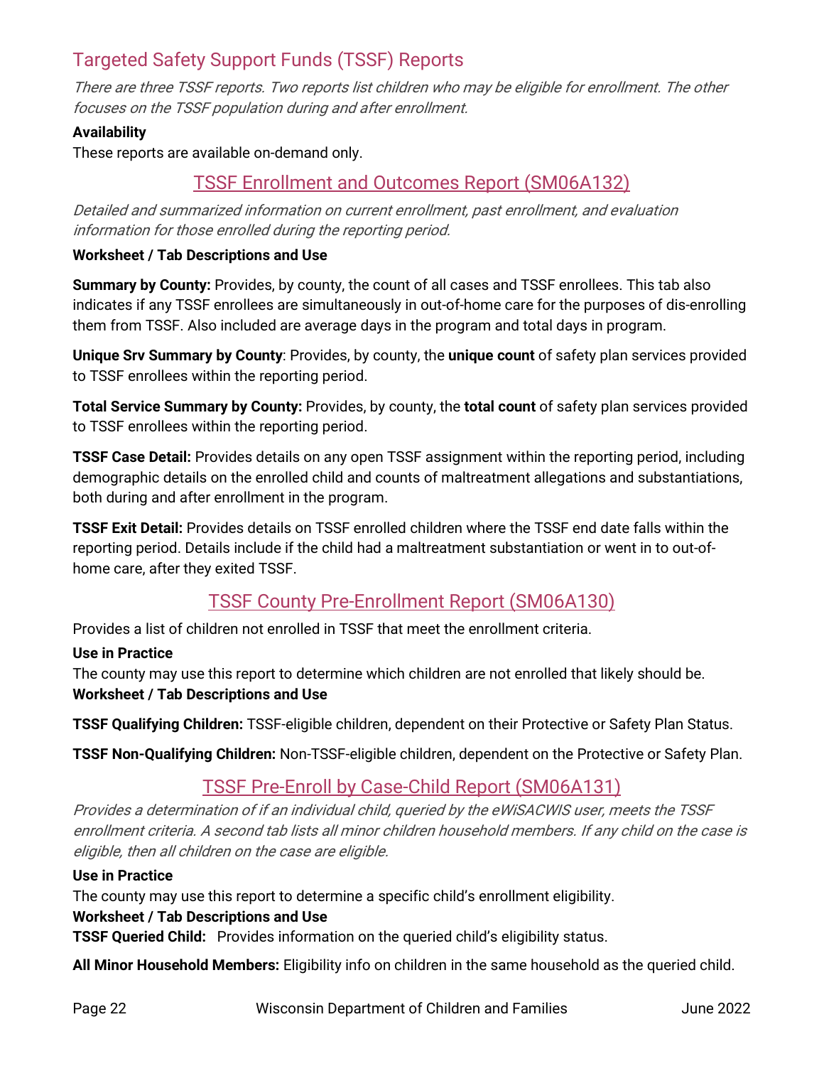## Targeted Safety Support Funds (TSSF) Reports

*There are three TSSF reports. Two reports list children who may be eligible for enrollment. The other focuses on the TSSF population during and after enrollment.*

**Availability**

These reports are available on-demand only.

### TSSF Enrollment and Outcomes Report (SM06A132)

*Detailed and summarized information on current enrollment, past enrollment, and evaluation information for those enrolled during the reporting period.*

**Worksheet / Tab Descriptions and Use**

**Summary by County:** Provides, by county, the count of all cases and TSSF enrollees. This tab also indicates if any TSSF enrollees are simultaneously in out-of-home care for the purposes of dis-enrolling them from TSSF. Also included are average days in the program and total days in program.

**Unique Srv Summary by County**: Provides, by county, the **unique count** of safety plan services provided to TSSF enrollees within the reporting period.

**Total Service Summary by County:** Provides, by county, the **total count** of safety plan services provided to TSSF enrollees within the reporting period.

**TSSF Case Detail:** Provides details on any open TSSF assignment within the reporting period, including demographic details on the enrolled child and counts of maltreatment allegations and substantiations, both during and after enrollment in the program.

**TSSF Exit Detail:** Provides details on TSSF enrolled children where the TSSF end date falls within the reporting period. Details include if the child had a maltreatment substantiation or went in to out-of-home care, after they exited TSSF.

### TSSF County Pre-Enrollment Report (SM06A130)

Provides a list of children not enrolled in TSSF that meet the enrollment criteria.

**Use in Practice**

The county may use this report to determine which children are not enrolled that likely should be.

**Worksheet / Tab Descriptions and Use**

**TSSF Qualifying Children:** TSSF-eligible children, dependent on their Protective or Safety Plan Status.

**TSSF Non-Qualifying Children:** Non-TSSF-eligible children, dependent on the Protective or Safety Plan.

### TSSF Pre-Enroll by Case-Child Report (SM06A131)

*Provides a determination of if an individual child, queried by the eWiSACWIS user, meets the TSSF enrollment criteria. A second tab lists all minor children household members. If any child on the case is eligible, then all children on the case are eligible.*

**Use in Practice**

The county may use this report to determine a specific child's enrollment eligibility.

**Worksheet / Tab Descriptions and Use**

**TSSF Queried Child:** Provides information on the queried child's eligibility status.

**All Minor Household Members:** Eligibility info on children in the same household as the queried child.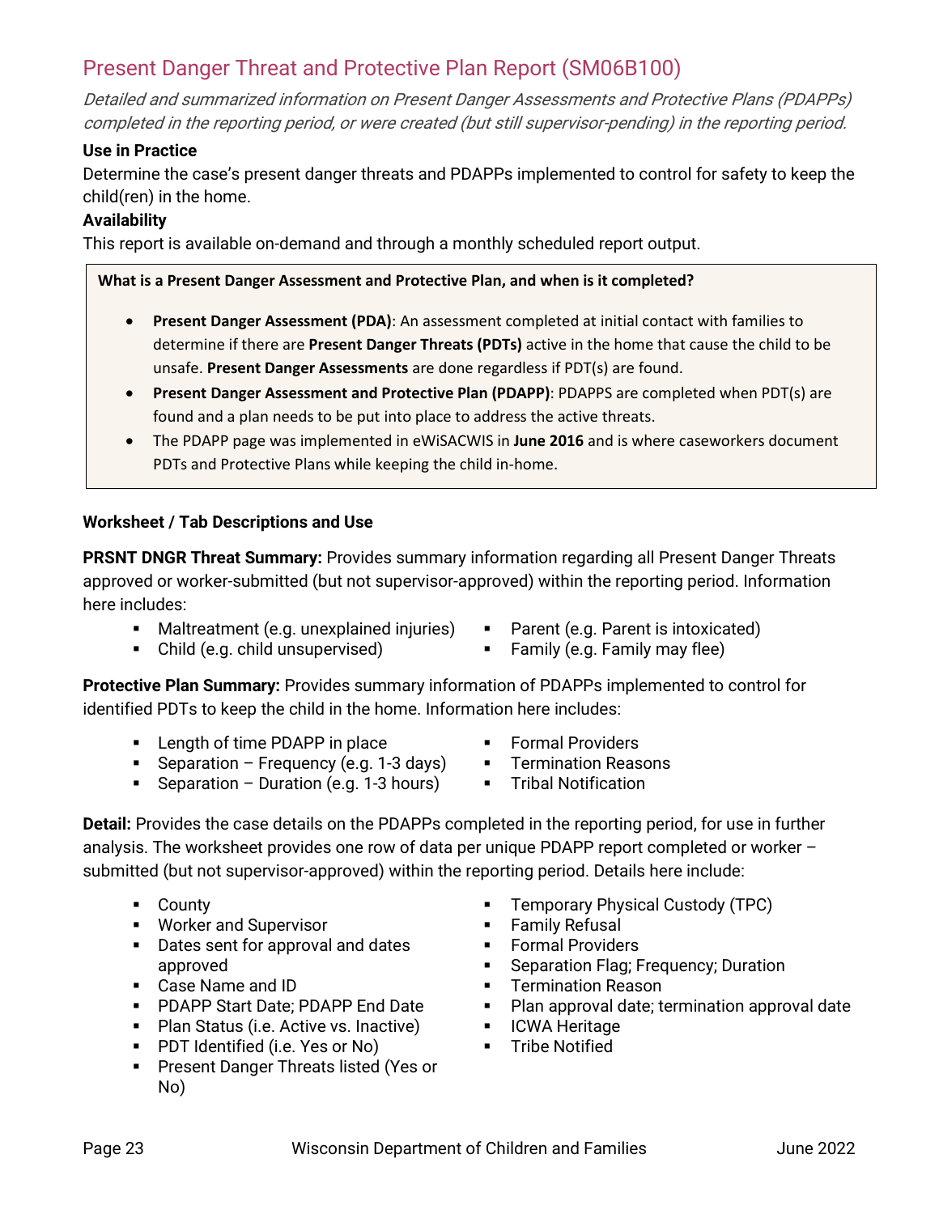## Present Danger Threat and Protective Plan Report (SM06B100)

*Detailed and summarized information on Present Danger Assessments and Protective Plans (PDAPPs) completed in the reporting period, or were created (but still supervisor-pending) in the reporting period.*

**Use in Practice**

Determine the case's present danger threats and PDAPPs implemented to control for safety to keep the child(ren) in the home.

**Availability**

This report is available on-demand and through a monthly scheduled report output.

> **What is a Present Danger Assessment and Protective Plan, and when is it completed?**
>
> - **Present Danger Assessment (PDA)**: An assessment completed at initial contact with families to determine if there are **Present Danger Threats (PDTs)** active in the home that cause the child to be unsafe. **Present Danger Assessments** are done regardless if PDT(s) are found.
> - **Present Danger Assessment and Protective Plan (PDAPP)**: PDAPPS are completed when PDT(s) are found and a plan needs to be put into place to address the active threats.
> - The PDAPP page was implemented in eWiSACWIS in **June 2016** and is where caseworkers document PDTs and Protective Plans while keeping the child in-home.

**Worksheet / Tab Descriptions and Use**

**PRSNT DNGR Threat Summary:** Provides summary information regarding all Present Danger Threats approved or worker-submitted (but not supervisor-approved) within the reporting period. Information here includes:

- Maltreatment (e.g. unexplained injuries)
- Child (e.g. child unsupervised)
- Parent (e.g. Parent is intoxicated)
- Family (e.g. Family may flee)

**Protective Plan Summary:** Provides summary information of PDAPPs implemented to control for identified PDTs to keep the child in the home. Information here includes:

- Length of time PDAPP in place
- Separation – Frequency (e.g. 1-3 days)
- Separation – Duration (e.g. 1-3 hours)
- Formal Providers
- Termination Reasons
- Tribal Notification

**Detail:** Provides the case details on the PDAPPs completed in the reporting period, for use in further analysis. The worksheet provides one row of data per unique PDAPP report completed or worker – submitted (but not supervisor-approved) within the reporting period. Details here include:

- County
- Worker and Supervisor
- Dates sent for approval and dates approved
- Case Name and ID
- PDAPP Start Date; PDAPP End Date
- Plan Status (i.e. Active vs. Inactive)
- PDT Identified (i.e. Yes or No)
- Present Danger Threats listed (Yes or No)
- Temporary Physical Custody (TPC)
- Family Refusal
- Formal Providers
- Separation Flag; Frequency; Duration
- Termination Reason
- Plan approval date; termination approval date
- ICWA Heritage
- Tribe Notified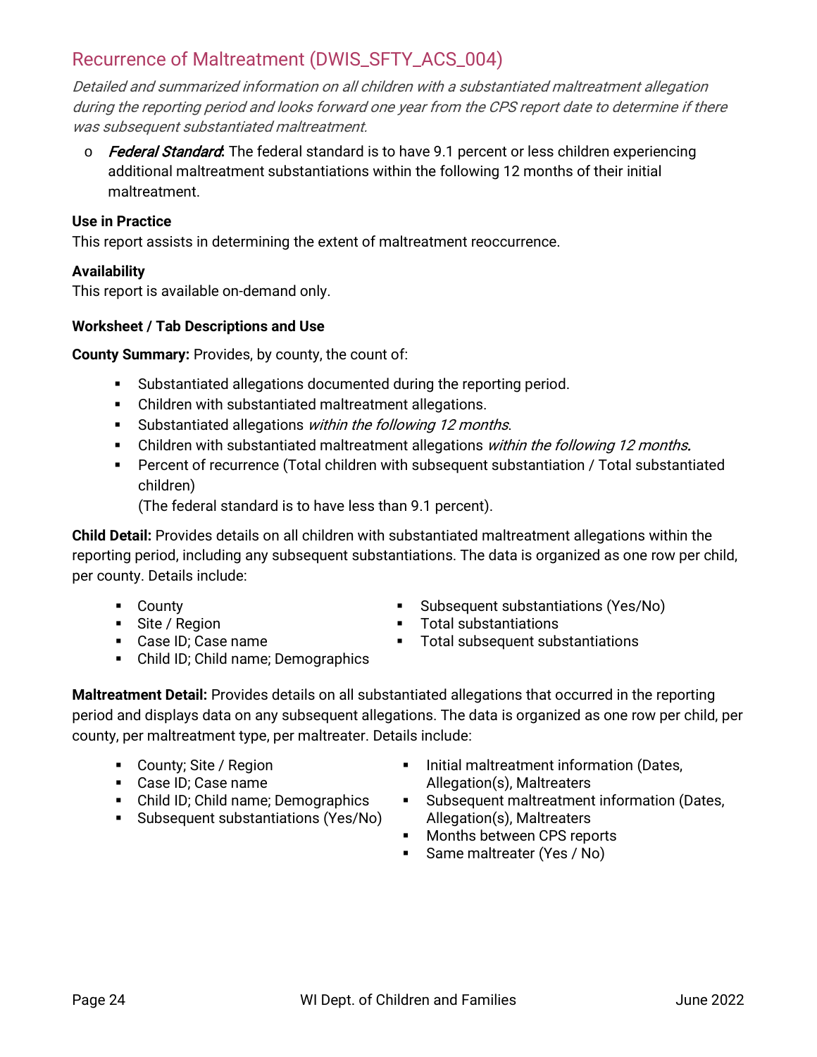## Recurrence of Maltreatment (DWIS_SFTY_ACS_004)

*Detailed and summarized information on all children with a substantiated maltreatment allegation during the reporting period and looks forward one year from the CPS report date to determine if there was subsequent substantiated maltreatment.*

- ***Federal Standard***: The federal standard is to have 9.1 percent or less children experiencing additional maltreatment substantiations within the following 12 months of their initial maltreatment.

**Use in Practice**

This report assists in determining the extent of maltreatment reoccurrence.

**Availability**

This report is available on-demand only.

**Worksheet / Tab Descriptions and Use**

**County Summary:** Provides, by county, the count of:

- Substantiated allegations documented during the reporting period.
- Children with substantiated maltreatment allegations.
- Substantiated allegations *within the following 12 months*.
- Children with substantiated maltreatment allegations *within the following 12 months.*
- Percent of recurrence (Total children with subsequent substantiation / Total substantiated children)
  (The federal standard is to have less than 9.1 percent).

**Child Detail:** Provides details on all children with substantiated maltreatment allegations within the reporting period, including any subsequent substantiations. The data is organized as one row per child, per county. Details include:

- County
- Site / Region
- Case ID; Case name
- Child ID; Child name; Demographics
- Subsequent substantiations (Yes/No)
- Total substantiations
- Total subsequent substantiations

**Maltreatment Detail:** Provides details on all substantiated allegations that occurred in the reporting period and displays data on any subsequent allegations. The data is organized as one row per child, per county, per maltreatment type, per maltreater. Details include:

- County; Site / Region
- Case ID; Case name
- Child ID; Child name; Demographics
- Subsequent substantiations (Yes/No)
- Initial maltreatment information (Dates, Allegation(s), Maltreaters
- Subsequent maltreatment information (Dates, Allegation(s), Maltreaters
- Months between CPS reports
- Same maltreater (Yes / No)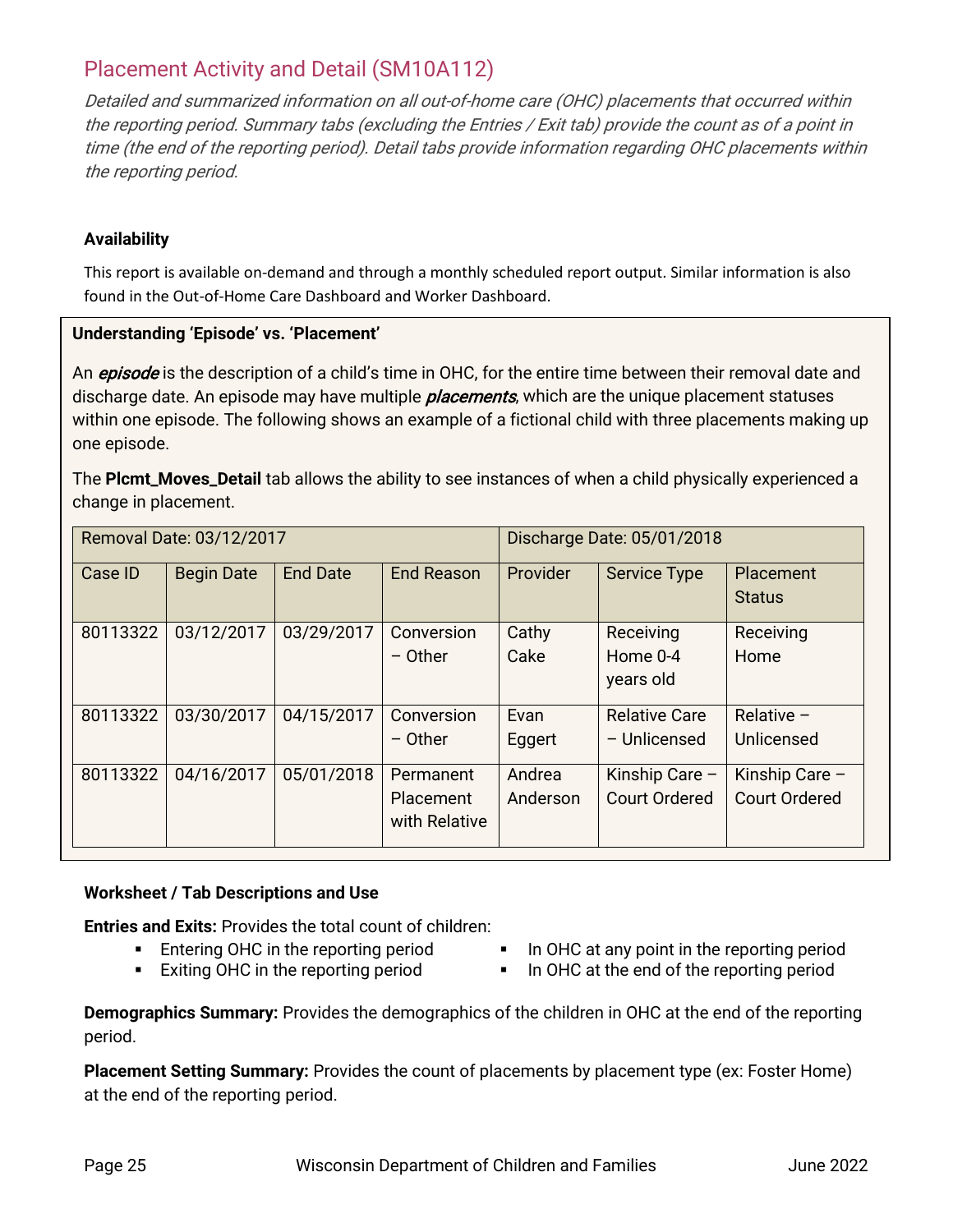## Placement Activity and Detail (SM10A112)

*Detailed and summarized information on all out-of-home care (OHC) placements that occurred within the reporting period. Summary tabs (excluding the Entries / Exit tab) provide the count as of a point in time (the end of the reporting period). Detail tabs provide information regarding OHC placements within the reporting period.*

**Availability**

This report is available on-demand and through a monthly scheduled report output. Similar information is also found in the Out-of-Home Care Dashboard and Worker Dashboard.

**Understanding 'Episode' vs. 'Placement'**

An ***episode*** is the description of a child's time in OHC, for the entire time between their removal date and discharge date. An episode may have multiple ***placements***, which are the unique placement statuses within one episode. The following shows an example of a fictional child with three placements making up one episode.

The **Plcmt_Moves_Detail** tab allows the ability to see instances of when a child physically experienced a change in placement.

| Removal Date: 03/12/2017 | | | | Discharge Date: 05/01/2018 | | |
|---|---|---|---|---|---|---|
| Case ID | Begin Date | End Date | End Reason | Provider | Service Type | Placement Status |
| 80113322 | 03/12/2017 | 03/29/2017 | Conversion – Other | Cathy Cake | Receiving Home 0-4 years old | Receiving Home |
| 80113322 | 03/30/2017 | 04/15/2017 | Conversion – Other | Evan Eggert | Relative Care – Unlicensed | Relative – Unlicensed |
| 80113322 | 04/16/2017 | 05/01/2018 | Permanent Placement with Relative | Andrea Anderson | Kinship Care – Court Ordered | Kinship Care – Court Ordered |

**Worksheet / Tab Descriptions and Use**

**Entries and Exits:** Provides the total count of children:

- Entering OHC in the reporting period
- Exiting OHC in the reporting period
- In OHC at any point in the reporting period
- In OHC at the end of the reporting period

**Demographics Summary:** Provides the demographics of the children in OHC at the end of the reporting period.

**Placement Setting Summary:** Provides the count of placements by placement type (ex: Foster Home) at the end of the reporting period.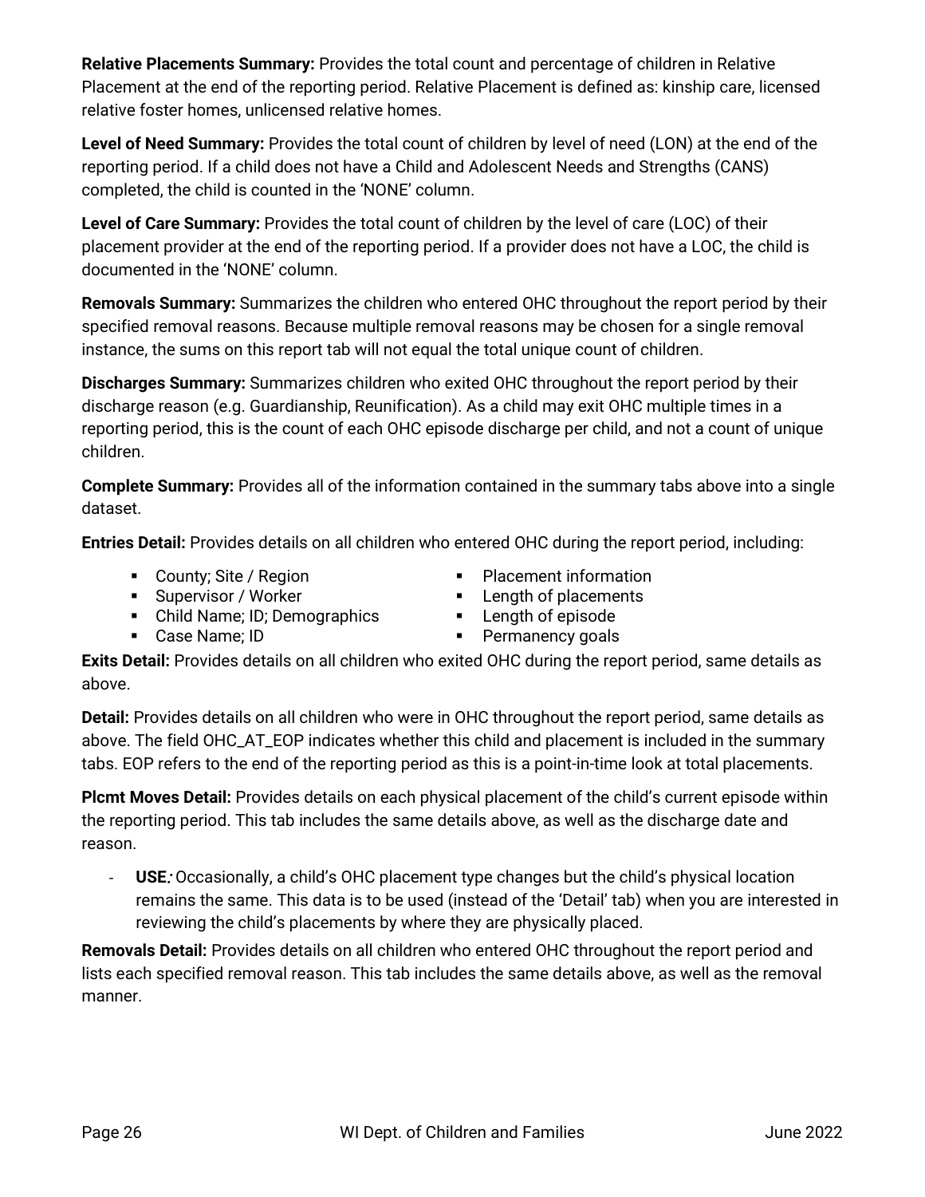**Relative Placements Summary:** Provides the total count and percentage of children in Relative Placement at the end of the reporting period. Relative Placement is defined as: kinship care, licensed relative foster homes, unlicensed relative homes.

**Level of Need Summary:** Provides the total count of children by level of need (LON) at the end of the reporting period. If a child does not have a Child and Adolescent Needs and Strengths (CANS) completed, the child is counted in the 'NONE' column.

**Level of Care Summary:** Provides the total count of children by the level of care (LOC) of their placement provider at the end of the reporting period. If a provider does not have a LOC, the child is documented in the 'NONE' column.

**Removals Summary:** Summarizes the children who entered OHC throughout the report period by their specified removal reasons. Because multiple removal reasons may be chosen for a single removal instance, the sums on this report tab will not equal the total unique count of children.

**Discharges Summary:** Summarizes children who exited OHC throughout the report period by their discharge reason (e.g. Guardianship, Reunification). As a child may exit OHC multiple times in a reporting period, this is the count of each OHC episode discharge per child, and not a count of unique children.

**Complete Summary:** Provides all of the information contained in the summary tabs above into a single dataset.

**Entries Detail:** Provides details on all children who entered OHC during the report period, including:

- County; Site / Region
- Supervisor / Worker
- Child Name; ID; Demographics
- Case Name; ID
- Placement information
- Length of placements
- Length of episode
- Permanency goals

**Exits Detail:** Provides details on all children who exited OHC during the report period, same details as above.

**Detail:** Provides details on all children who were in OHC throughout the report period, same details as above. The field OHC_AT_EOP indicates whether this child and placement is included in the summary tabs. EOP refers to the end of the reporting period as this is a point-in-time look at total placements.

**Plcmt Moves Detail:** Provides details on each physical placement of the child's current episode within the reporting period. This tab includes the same details above, as well as the discharge date and reason.

- **USE***:* Occasionally, a child's OHC placement type changes but the child's physical location remains the same. This data is to be used (instead of the 'Detail' tab) when you are interested in reviewing the child's placements by where they are physically placed.

**Removals Detail:** Provides details on all children who entered OHC throughout the report period and lists each specified removal reason. This tab includes the same details above, as well as the removal manner.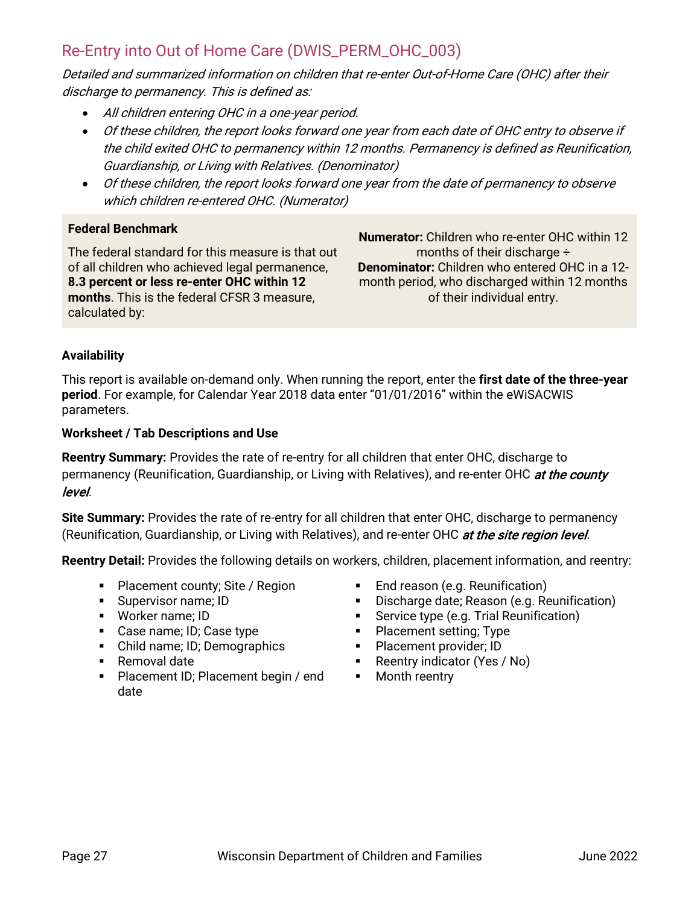## Re-Entry into Out of Home Care (DWIS_PERM_OHC_003)

*Detailed and summarized information on children that re-enter Out-of-Home Care (OHC) after their discharge to permanency. This is defined as:*

- *All children entering OHC in a one-year period.*
- *Of these children, the report looks forward one year from each date of OHC entry to observe if the child exited OHC to permanency within 12 months. Permanency is defined as Reunification, Guardianship, or Living with Relatives. (Denominator)*
- *Of these children, the report looks forward one year from the date of permanency to observe which children re-entered OHC. (Numerator)*

**Federal Benchmark**

The federal standard for this measure is that out of all children who achieved legal permanence, **8.3 percent or less re-enter OHC within 12 months**. This is the federal CFSR 3 measure, calculated by:

**Numerator:** Children who re-enter OHC within 12 months of their discharge ÷
**Denominator:** Children who entered OHC in a 12-month period, who discharged within 12 months of their individual entry.

**Availability**

This report is available on-demand only. When running the report, enter the **first date of the three-year period**. For example, for Calendar Year 2018 data enter "01/01/2016" within the eWiSACWIS parameters.

**Worksheet / Tab Descriptions and Use**

**Reentry Summary:** Provides the rate of re-entry for all children that enter OHC, discharge to permanency (Reunification, Guardianship, or Living with Relatives), and re-enter OHC ***at the county level***.

**Site Summary:** Provides the rate of re-entry for all children that enter OHC, discharge to permanency (Reunification, Guardianship, or Living with Relatives), and re-enter OHC ***at the site region level***.

**Reentry Detail:** Provides the following details on workers, children, placement information, and reentry:

- Placement county; Site / Region
- Supervisor name; ID
- Worker name; ID
- Case name; ID; Case type
- Child name; ID; Demographics
- Removal date
- Placement ID; Placement begin / end date
- End reason (e.g. Reunification)
- Discharge date; Reason (e.g. Reunification)
- Service type (e.g. Trial Reunification)
- Placement setting; Type
- Placement provider; ID
- Reentry indicator (Yes / No)
- Month reentry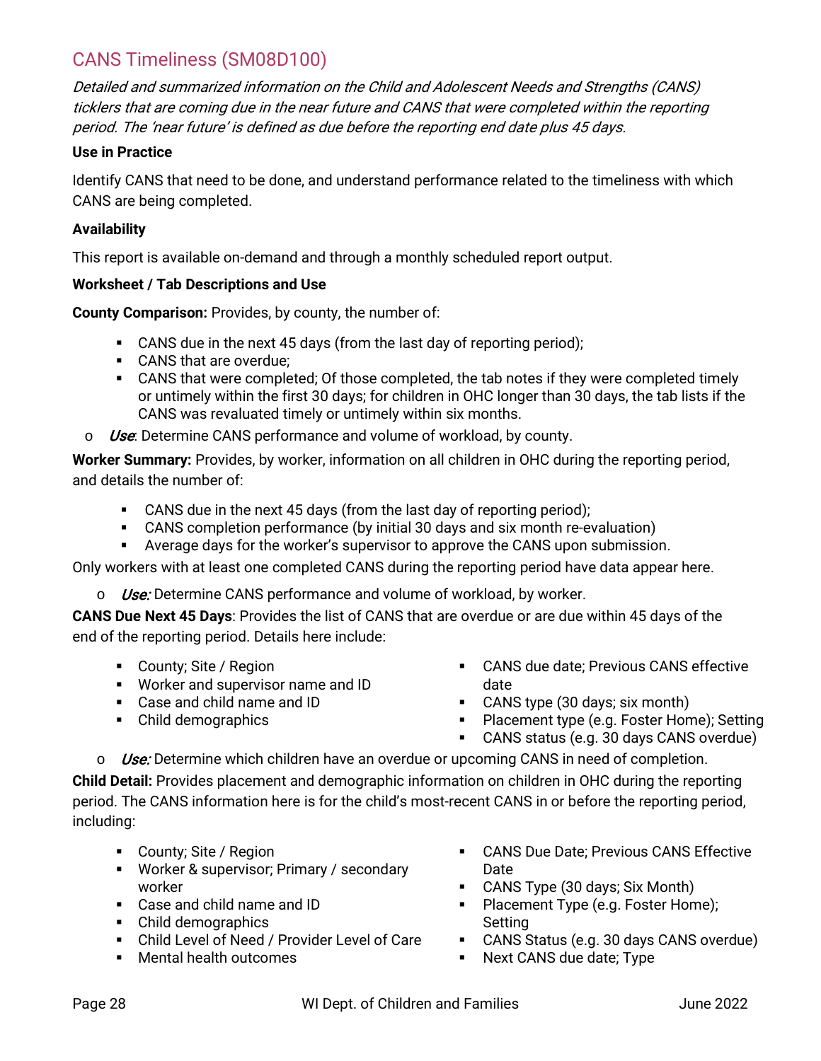## CANS Timeliness (SM08D100)

*Detailed and summarized information on the Child and Adolescent Needs and Strengths (CANS) ticklers that are coming due in the near future and CANS that were completed within the reporting period. The 'near future' is defined as due before the reporting end date plus 45 days.*

**Use in Practice**

Identify CANS that need to be done, and understand performance related to the timeliness with which CANS are being completed.

**Availability**

This report is available on-demand and through a monthly scheduled report output.

**Worksheet / Tab Descriptions and Use**

**County Comparison:** Provides, by county, the number of:

- CANS due in the next 45 days (from the last day of reporting period);
- CANS that are overdue;
- CANS that were completed; Of those completed, the tab notes if they were completed timely or untimely within the first 30 days; for children in OHC longer than 30 days, the tab lists if the CANS was revaluated timely or untimely within six months.

- *Use*: Determine CANS performance and volume of workload, by county.

**Worker Summary:** Provides, by worker, information on all children in OHC during the reporting period, and details the number of:

- CANS due in the next 45 days (from the last day of reporting period);
- CANS completion performance (by initial 30 days and six month re-evaluation)
- Average days for the worker's supervisor to approve the CANS upon submission.

Only workers with at least one completed CANS during the reporting period have data appear here.

- *Use:* Determine CANS performance and volume of workload, by worker.

**CANS Due Next 45 Days**: Provides the list of CANS that are overdue or are due within 45 days of the end of the reporting period. Details here include:

- County; Site / Region
- Worker and supervisor name and ID
- Case and child name and ID
- Child demographics
- CANS due date; Previous CANS effective date
- CANS type (30 days; six month)
- Placement type (e.g. Foster Home); Setting
- CANS status (e.g. 30 days CANS overdue)

- *Use:* Determine which children have an overdue or upcoming CANS in need of completion.

**Child Detail:** Provides placement and demographic information on children in OHC during the reporting period. The CANS information here is for the child's most-recent CANS in or before the reporting period, including:

- County; Site / Region
- Worker & supervisor; Primary / secondary worker
- Case and child name and ID
- Child demographics
- Child Level of Need / Provider Level of Care
- Mental health outcomes
- CANS Due Date; Previous CANS Effective Date
- CANS Type (30 days; Six Month)
- Placement Type (e.g. Foster Home); Setting
- CANS Status (e.g. 30 days CANS overdue)
- Next CANS due date; Type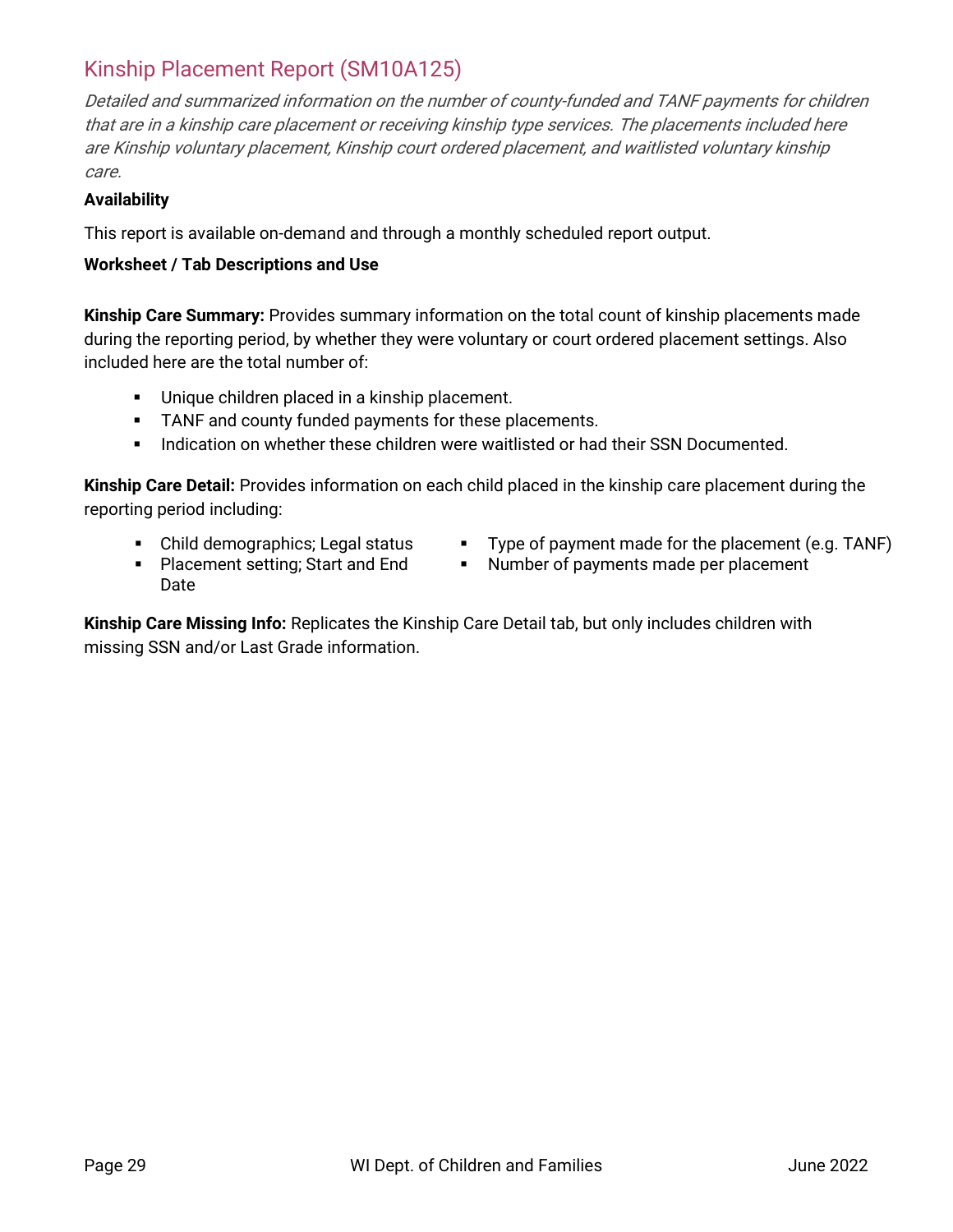## Kinship Placement Report (SM10A125)

*Detailed and summarized information on the number of county-funded and TANF payments for children that are in a kinship care placement or receiving kinship type services. The placements included here are Kinship voluntary placement, Kinship court ordered placement, and waitlisted voluntary kinship care.*

**Availability**

This report is available on-demand and through a monthly scheduled report output.

**Worksheet / Tab Descriptions and Use**

**Kinship Care Summary:** Provides summary information on the total count of kinship placements made during the reporting period, by whether they were voluntary or court ordered placement settings. Also included here are the total number of:

- Unique children placed in a kinship placement.
- TANF and county funded payments for these placements.
- Indication on whether these children were waitlisted or had their SSN Documented.

**Kinship Care Detail:** Provides information on each child placed in the kinship care placement during the reporting period including:

- Child demographics; Legal status
- Placement setting; Start and End Date
- Type of payment made for the placement (e.g. TANF)
- Number of payments made per placement

**Kinship Care Missing Info:** Replicates the Kinship Care Detail tab, but only includes children with missing SSN and/or Last Grade information.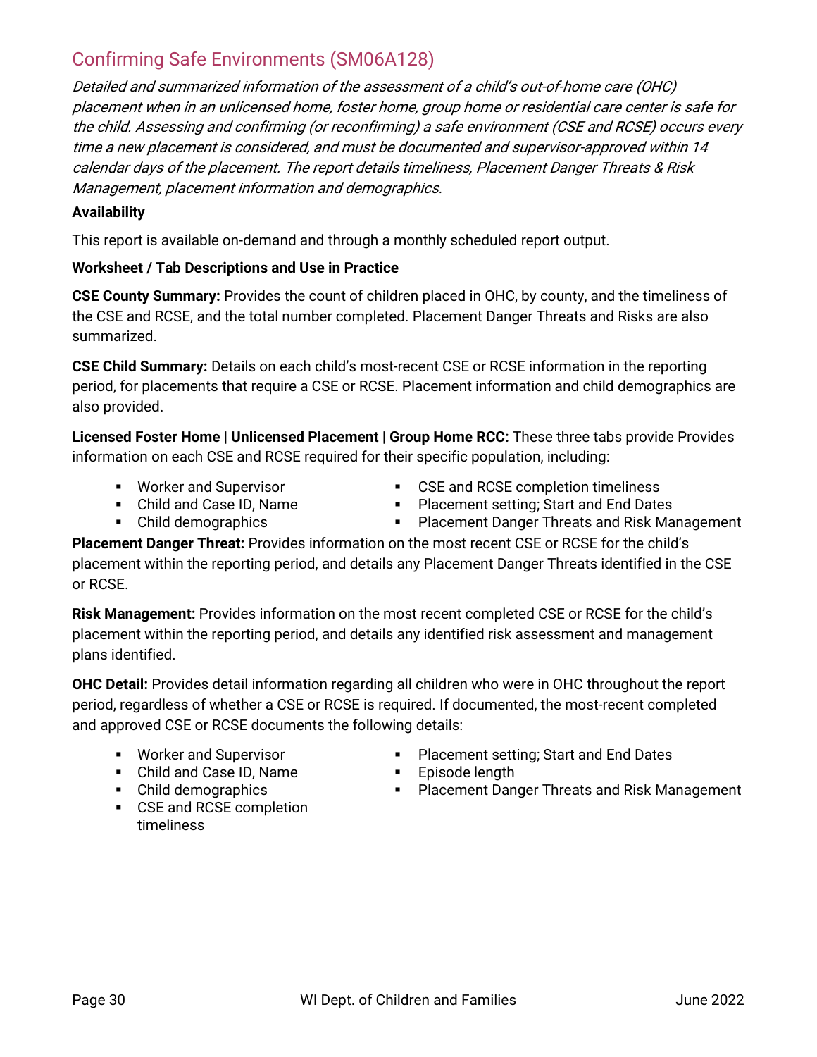## Confirming Safe Environments (SM06A128)

*Detailed and summarized information of the assessment of a child's out-of-home care (OHC) placement when in an unlicensed home, foster home, group home or residential care center is safe for the child. Assessing and confirming (or reconfirming) a safe environment (CSE and RCSE) occurs every time a new placement is considered, and must be documented and supervisor-approved within 14 calendar days of the placement. The report details timeliness, Placement Danger Threats & Risk Management, placement information and demographics.*

**Availability**

This report is available on-demand and through a monthly scheduled report output.

**Worksheet / Tab Descriptions and Use in Practice**

**CSE County Summary:** Provides the count of children placed in OHC, by county, and the timeliness of the CSE and RCSE, and the total number completed. Placement Danger Threats and Risks are also summarized.

**CSE Child Summary:** Details on each child's most-recent CSE or RCSE information in the reporting period, for placements that require a CSE or RCSE. Placement information and child demographics are also provided.

**Licensed Foster Home | Unlicensed Placement | Group Home RCC:** These three tabs provide Provides information on each CSE and RCSE required for their specific population, including:

- Worker and Supervisor
- Child and Case ID, Name
- Child demographics
- CSE and RCSE completion timeliness
- Placement setting; Start and End Dates
- Placement Danger Threats and Risk Management

**Placement Danger Threat:** Provides information on the most recent CSE or RCSE for the child's placement within the reporting period, and details any Placement Danger Threats identified in the CSE or RCSE.

**Risk Management:** Provides information on the most recent completed CSE or RCSE for the child's placement within the reporting period, and details any identified risk assessment and management plans identified.

**OHC Detail:** Provides detail information regarding all children who were in OHC throughout the report period, regardless of whether a CSE or RCSE is required. If documented, the most-recent completed and approved CSE or RCSE documents the following details:

- Worker and Supervisor
- Child and Case ID, Name
- Child demographics
- CSE and RCSE completion timeliness
- Placement setting; Start and End Dates
- Episode length
- Placement Danger Threats and Risk Management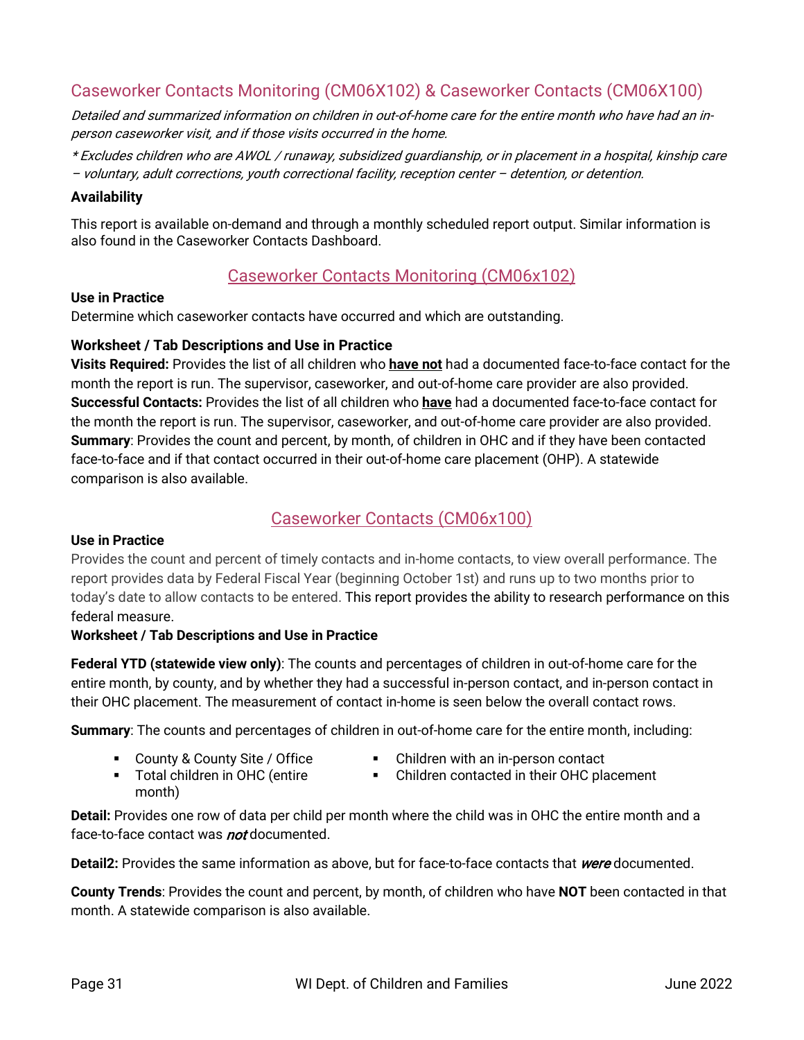## Caseworker Contacts Monitoring (CM06X102) & Caseworker Contacts (CM06X100)

*Detailed and summarized information on children in out-of-home care for the entire month who have had an in-person caseworker visit, and if those visits occurred in the home.*

*\* Excludes children who are AWOL / runaway, subsidized guardianship, or in placement in a hospital, kinship care – voluntary, adult corrections, youth correctional facility, reception center – detention, or detention.*

**Availability**

This report is available on-demand and through a monthly scheduled report output. Similar information is also found in the Caseworker Contacts Dashboard.

### Caseworker Contacts Monitoring (CM06x102)

**Use in Practice**

Determine which caseworker contacts have occurred and which are outstanding.

**Worksheet / Tab Descriptions and Use in Practice**

**Visits Required:** Provides the list of all children who **have not** had a documented face-to-face contact for the month the report is run. The supervisor, caseworker, and out-of-home care provider are also provided.

**Successful Contacts:** Provides the list of all children who **have** had a documented face-to-face contact for the month the report is run. The supervisor, caseworker, and out-of-home care provider are also provided.

**Summary**: Provides the count and percent, by month, of children in OHC and if they have been contacted face-to-face and if that contact occurred in their out-of-home care placement (OHP). A statewide comparison is also available.

### Caseworker Contacts (CM06x100)

**Use in Practice**

Provides the count and percent of timely contacts and in-home contacts, to view overall performance. The report provides data by Federal Fiscal Year (beginning October 1st) and runs up to two months prior to today's date to allow contacts to be entered. This report provides the ability to research performance on this federal measure.

**Worksheet / Tab Descriptions and Use in Practice**

**Federal YTD (statewide view only)**: The counts and percentages of children in out-of-home care for the entire month, by county, and by whether they had a successful in-person contact, and in-person contact in their OHC placement. The measurement of contact in-home is seen below the overall contact rows.

**Summary**: The counts and percentages of children in out-of-home care for the entire month, including:

- County & County Site / Office
- Total children in OHC (entire month)
- Children with an in-person contact
- Children contacted in their OHC placement

**Detail:** Provides one row of data per child per month where the child was in OHC the entire month and a face-to-face contact was *not* documented.

**Detail2:** Provides the same information as above, but for face-to-face contacts that *were* documented.

**County Trends**: Provides the count and percent, by month, of children who have **NOT** been contacted in that month. A statewide comparison is also available.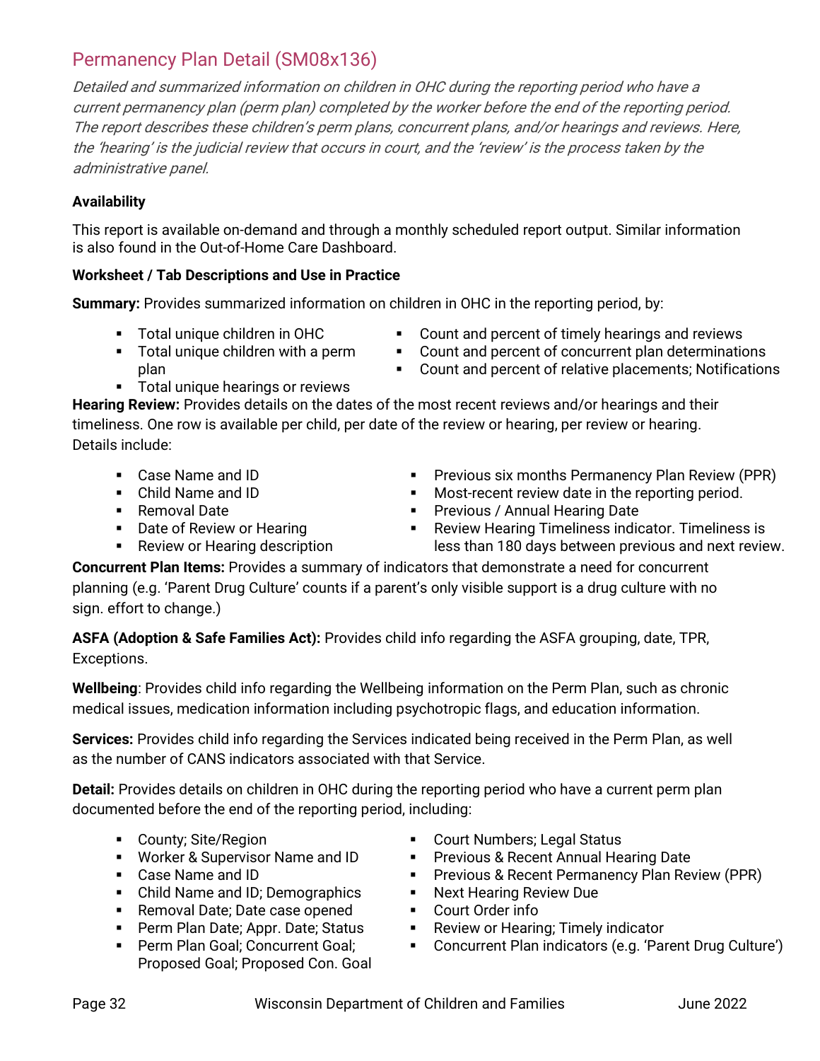## Permanency Plan Detail (SM08x136)

*Detailed and summarized information on children in OHC during the reporting period who have a current permanency plan (perm plan) completed by the worker before the end of the reporting period. The report describes these children's perm plans, concurrent plans, and/or hearings and reviews. Here, the 'hearing' is the judicial review that occurs in court, and the 'review' is the process taken by the administrative panel.*

**Availability**

This report is available on-demand and through a monthly scheduled report output. Similar information is also found in the Out-of-Home Care Dashboard.

**Worksheet / Tab Descriptions and Use in Practice**

**Summary:** Provides summarized information on children in OHC in the reporting period, by:

- Total unique children in OHC
- Total unique children with a perm plan
- Total unique hearings or reviews
- Count and percent of timely hearings and reviews
- Count and percent of concurrent plan determinations
- Count and percent of relative placements; Notifications

**Hearing Review:** Provides details on the dates of the most recent reviews and/or hearings and their timeliness. One row is available per child, per date of the review or hearing, per review or hearing. Details include:

- Case Name and ID
- Child Name and ID
- Removal Date
- Date of Review or Hearing
- Review or Hearing description
- Previous six months Permanency Plan Review (PPR)
- Most-recent review date in the reporting period.
- Previous / Annual Hearing Date
- Review Hearing Timeliness indicator. Timeliness is less than 180 days between previous and next review.

**Concurrent Plan Items:** Provides a summary of indicators that demonstrate a need for concurrent planning (e.g. 'Parent Drug Culture' counts if a parent's only visible support is a drug culture with no sign. effort to change.)

**ASFA (Adoption & Safe Families Act):** Provides child info regarding the ASFA grouping, date, TPR, Exceptions.

**Wellbeing**: Provides child info regarding the Wellbeing information on the Perm Plan, such as chronic medical issues, medication information including psychotropic flags, and education information.

**Services:** Provides child info regarding the Services indicated being received in the Perm Plan, as well as the number of CANS indicators associated with that Service.

**Detail:** Provides details on children in OHC during the reporting period who have a current perm plan documented before the end of the reporting period, including:

- County; Site/Region
- Worker & Supervisor Name and ID
- Case Name and ID
- Child Name and ID; Demographics
- Removal Date; Date case opened
- Perm Plan Date; Appr. Date; Status
- Perm Plan Goal; Concurrent Goal; Proposed Goal; Proposed Con. Goal
- Court Numbers; Legal Status
- Previous & Recent Annual Hearing Date
- Previous & Recent Permanency Plan Review (PPR)
- Next Hearing Review Due
- Court Order info
- Review or Hearing; Timely indicator
- Concurrent Plan indicators (e.g. 'Parent Drug Culture')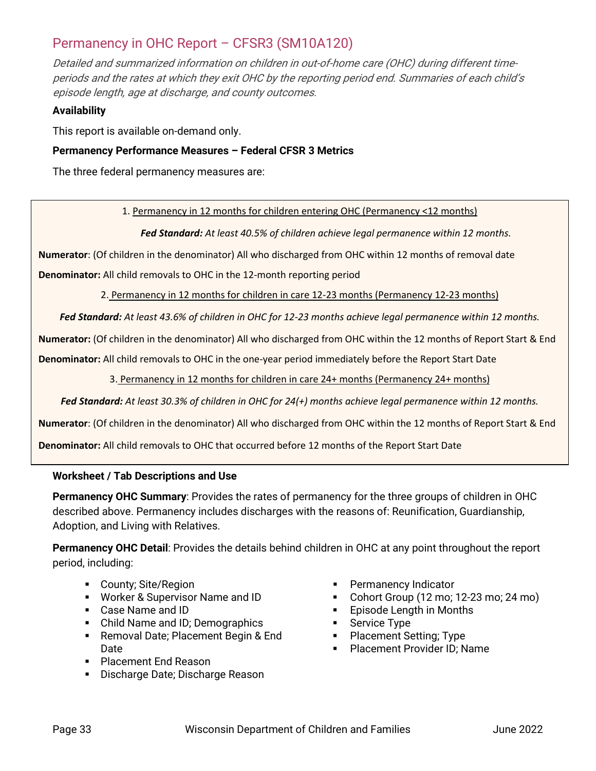## Permanency in OHC Report – CFSR3 (SM10A120)

*Detailed and summarized information on children in out-of-home care (OHC) during different time-periods and the rates at which they exit OHC by the reporting period end. Summaries of each child's episode length, age at discharge, and county outcomes.*

**Availability**

This report is available on-demand only.

**Permanency Performance Measures – Federal CFSR 3 Metrics**

The three federal permanency measures are:

1. Permanency in 12 months for children entering OHC (Permanency <12 months)

***Fed Standard:*** *At least 40.5% of children achieve legal permanence within 12 months.*

**Numerator**: (Of children in the denominator) All who discharged from OHC within 12 months of removal date

**Denominator:** All child removals to OHC in the 12-month reporting period

2. Permanency in 12 months for children in care 12-23 months (Permanency 12-23 months)

***Fed Standard:*** *At least 43.6% of children in OHC for 12-23 months achieve legal permanence within 12 months.*

**Numerator:** (Of children in the denominator) All who discharged from OHC within the 12 months of Report Start & End

**Denominator:** All child removals to OHC in the one-year period immediately before the Report Start Date

3. Permanency in 12 months for children in care 24+ months (Permanency 24+ months)

***Fed Standard:*** *At least 30.3% of children in OHC for 24(+) months achieve legal permanence within 12 months.*

**Numerator**: (Of children in the denominator) All who discharged from OHC within the 12 months of Report Start & End

**Denominator:** All child removals to OHC that occurred before 12 months of the Report Start Date

**Worksheet / Tab Descriptions and Use**

**Permanency OHC Summary**: Provides the rates of permanency for the three groups of children in OHC described above. Permanency includes discharges with the reasons of: Reunification, Guardianship, Adoption, and Living with Relatives.

**Permanency OHC Detail**: Provides the details behind children in OHC at any point throughout the report period, including:

- County; Site/Region
- Worker & Supervisor Name and ID
- Case Name and ID
- Child Name and ID; Demographics
- Removal Date; Placement Begin & End Date
- Placement End Reason
- Discharge Date; Discharge Reason
- Permanency Indicator
- Cohort Group (12 mo; 12-23 mo; 24 mo)
- Episode Length in Months
- Service Type
- Placement Setting; Type
- Placement Provider ID; Name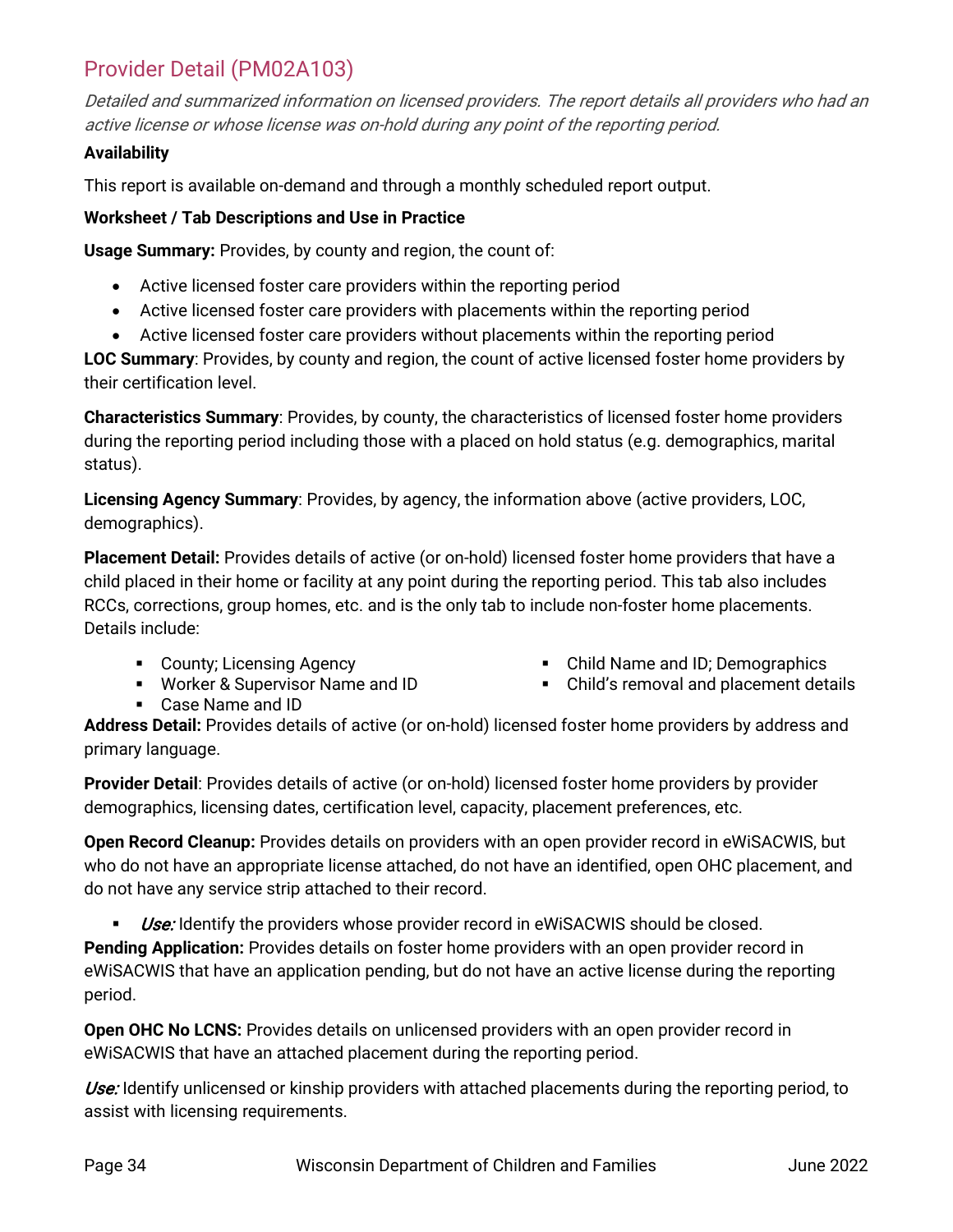## Provider Detail (PM02A103)

*Detailed and summarized information on licensed providers. The report details all providers who had an active license or whose license was on-hold during any point of the reporting period.*

**Availability**

This report is available on-demand and through a monthly scheduled report output.

**Worksheet / Tab Descriptions and Use in Practice**

**Usage Summary:** Provides, by county and region, the count of:

- Active licensed foster care providers within the reporting period
- Active licensed foster care providers with placements within the reporting period
- Active licensed foster care providers without placements within the reporting period

**LOC Summary**: Provides, by county and region, the count of active licensed foster home providers by their certification level.

**Characteristics Summary**: Provides, by county, the characteristics of licensed foster home providers during the reporting period including those with a placed on hold status (e.g. demographics, marital status).

**Licensing Agency Summary**: Provides, by agency, the information above (active providers, LOC, demographics).

**Placement Detail:** Provides details of active (or on-hold) licensed foster home providers that have a child placed in their home or facility at any point during the reporting period. This tab also includes RCCs, corrections, group homes, etc. and is the only tab to include non-foster home placements. Details include:

- County; Licensing Agency
- Worker & Supervisor Name and ID
- Case Name and ID
- Child Name and ID; Demographics
- Child's removal and placement details

**Address Detail:** Provides details of active (or on-hold) licensed foster home providers by address and primary language.

**Provider Detail**: Provides details of active (or on-hold) licensed foster home providers by provider demographics, licensing dates, certification level, capacity, placement preferences, etc.

**Open Record Cleanup:** Provides details on providers with an open provider record in eWiSACWIS, but who do not have an appropriate license attached, do not have an identified, open OHC placement, and do not have any service strip attached to their record.

- *Use:* Identify the providers whose provider record in eWiSACWIS should be closed.

**Pending Application:** Provides details on foster home providers with an open provider record in eWiSACWIS that have an application pending, but do not have an active license during the reporting period.

**Open OHC No LCNS:** Provides details on unlicensed providers with an open provider record in eWiSACWIS that have an attached placement during the reporting period.

*Use:* Identify unlicensed or kinship providers with attached placements during the reporting period, to assist with licensing requirements.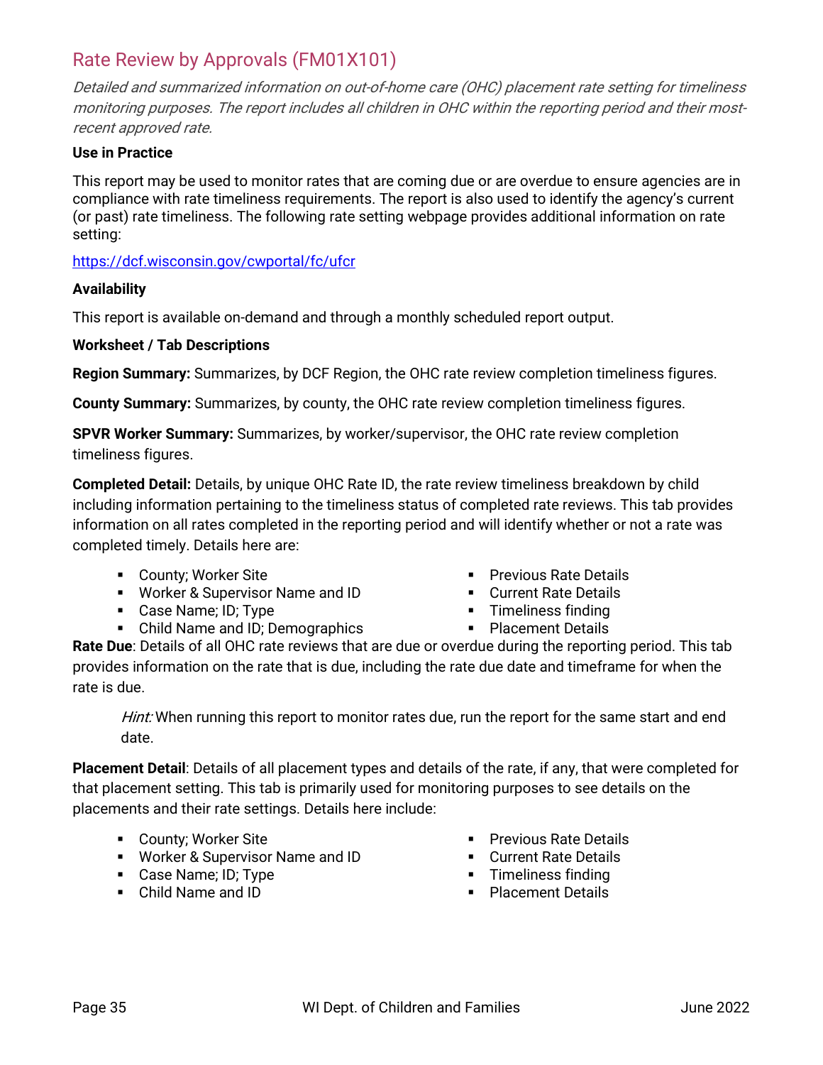## Rate Review by Approvals (FM01X101)

*Detailed and summarized information on out-of-home care (OHC) placement rate setting for timeliness monitoring purposes. The report includes all children in OHC within the reporting period and their most-recent approved rate.*

**Use in Practice**

This report may be used to monitor rates that are coming due or are overdue to ensure agencies are in compliance with rate timeliness requirements. The report is also used to identify the agency's current (or past) rate timeliness. The following rate setting webpage provides additional information on rate setting:

https://dcf.wisconsin.gov/cwportal/fc/ufcr

**Availability**

This report is available on-demand and through a monthly scheduled report output.

**Worksheet / Tab Descriptions**

**Region Summary:** Summarizes, by DCF Region, the OHC rate review completion timeliness figures.

**County Summary:** Summarizes, by county, the OHC rate review completion timeliness figures.

**SPVR Worker Summary:** Summarizes, by worker/supervisor, the OHC rate review completion timeliness figures.

**Completed Detail:** Details, by unique OHC Rate ID, the rate review timeliness breakdown by child including information pertaining to the timeliness status of completed rate reviews. This tab provides information on all rates completed in the reporting period and will identify whether or not a rate was completed timely. Details here are:

- County; Worker Site
- Worker & Supervisor Name and ID
- Case Name; ID; Type
- Child Name and ID; Demographics
- Previous Rate Details
- Current Rate Details
- Timeliness finding
- Placement Details

**Rate Due**: Details of all OHC rate reviews that are due or overdue during the reporting period. This tab provides information on the rate that is due, including the rate due date and timeframe for when the rate is due.

> *Hint:* When running this report to monitor rates due, run the report for the same start and end date.

**Placement Detail**: Details of all placement types and details of the rate, if any, that were completed for that placement setting. This tab is primarily used for monitoring purposes to see details on the placements and their rate settings. Details here include:

- County; Worker Site
- Worker & Supervisor Name and ID
- Case Name; ID; Type
- Child Name and ID
- Previous Rate Details
- Current Rate Details
- Timeliness finding
- Placement Details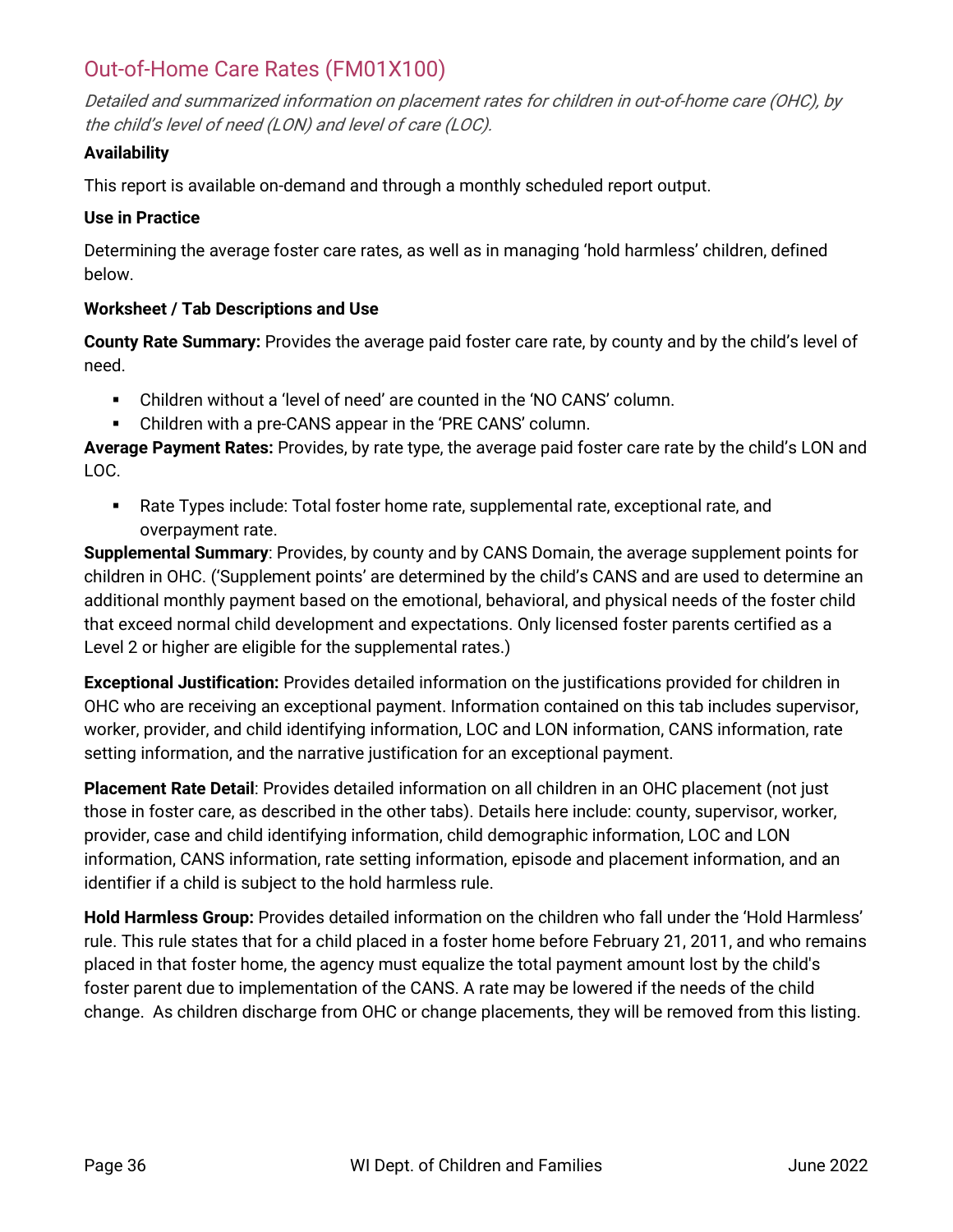## Out-of-Home Care Rates (FM01X100)

*Detailed and summarized information on placement rates for children in out-of-home care (OHC), by the child's level of need (LON) and level of care (LOC).*

**Availability**

This report is available on-demand and through a monthly scheduled report output.

**Use in Practice**

Determining the average foster care rates, as well as in managing 'hold harmless' children, defined below.

**Worksheet / Tab Descriptions and Use**

**County Rate Summary:** Provides the average paid foster care rate, by county and by the child's level of need.

- Children without a 'level of need' are counted in the 'NO CANS' column.
- Children with a pre-CANS appear in the 'PRE CANS' column.

**Average Payment Rates:** Provides, by rate type, the average paid foster care rate by the child's LON and LOC.

- Rate Types include: Total foster home rate, supplemental rate, exceptional rate, and overpayment rate.

**Supplemental Summary**: Provides, by county and by CANS Domain, the average supplement points for children in OHC. ('Supplement points' are determined by the child's CANS and are used to determine an additional monthly payment based on the emotional, behavioral, and physical needs of the foster child that exceed normal child development and expectations. Only licensed foster parents certified as a Level 2 or higher are eligible for the supplemental rates.)

**Exceptional Justification:** Provides detailed information on the justifications provided for children in OHC who are receiving an exceptional payment. Information contained on this tab includes supervisor, worker, provider, and child identifying information, LOC and LON information, CANS information, rate setting information, and the narrative justification for an exceptional payment.

**Placement Rate Detail**: Provides detailed information on all children in an OHC placement (not just those in foster care, as described in the other tabs). Details here include: county, supervisor, worker, provider, case and child identifying information, child demographic information, LOC and LON information, CANS information, rate setting information, episode and placement information, and an identifier if a child is subject to the hold harmless rule.

**Hold Harmless Group:** Provides detailed information on the children who fall under the 'Hold Harmless' rule. This rule states that for a child placed in a foster home before February 21, 2011, and who remains placed in that foster home, the agency must equalize the total payment amount lost by the child's foster parent due to implementation of the CANS. A rate may be lowered if the needs of the child change. As children discharge from OHC or change placements, they will be removed from this listing.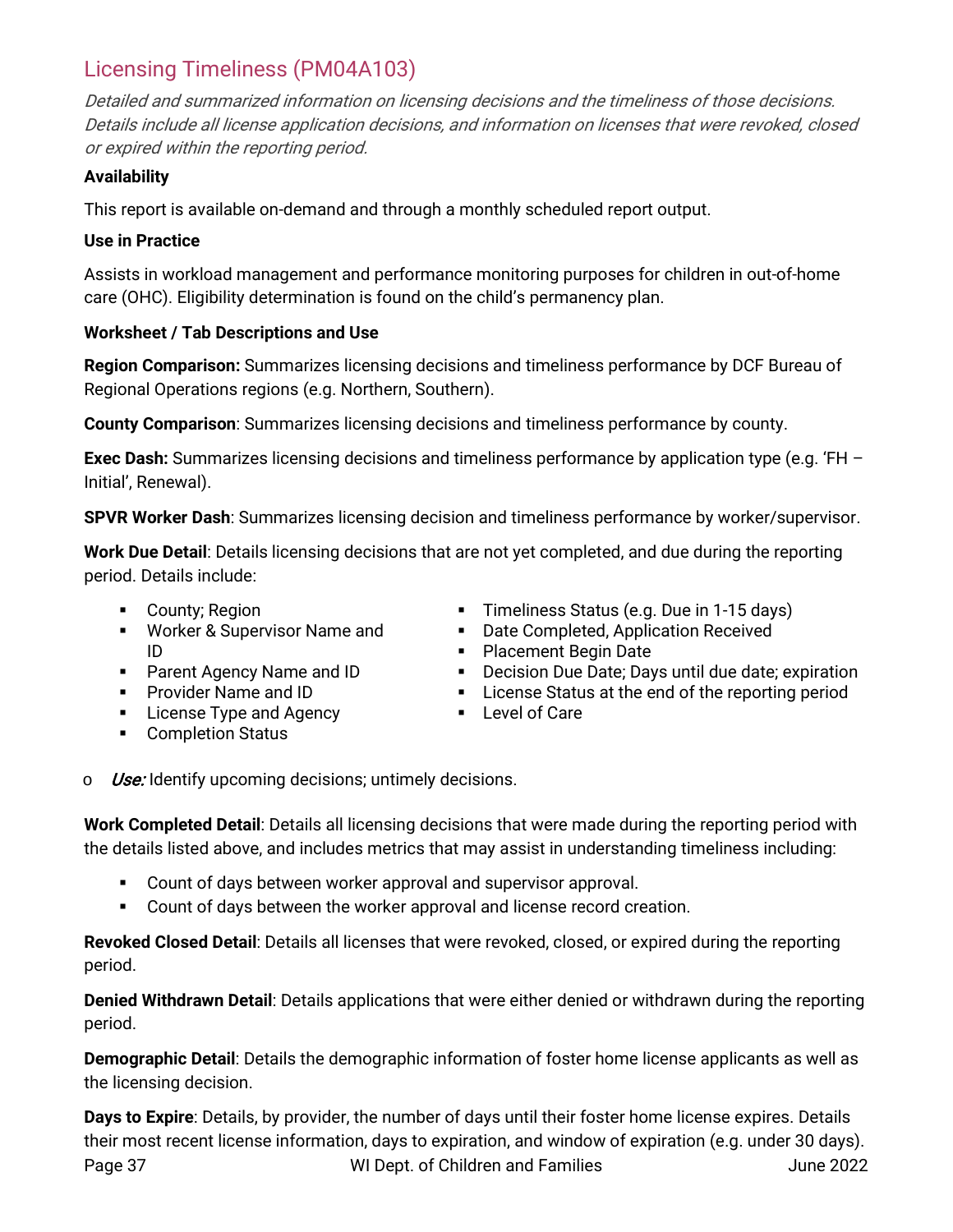## Licensing Timeliness (PM04A103)

*Detailed and summarized information on licensing decisions and the timeliness of those decisions. Details include all license application decisions, and information on licenses that were revoked, closed or expired within the reporting period.*

**Availability**

This report is available on-demand and through a monthly scheduled report output.

**Use in Practice**

Assists in workload management and performance monitoring purposes for children in out-of-home care (OHC). Eligibility determination is found on the child's permanency plan.

**Worksheet / Tab Descriptions and Use**

**Region Comparison:** Summarizes licensing decisions and timeliness performance by DCF Bureau of Regional Operations regions (e.g. Northern, Southern).

**County Comparison**: Summarizes licensing decisions and timeliness performance by county.

**Exec Dash:** Summarizes licensing decisions and timeliness performance by application type (e.g. 'FH – Initial', Renewal).

**SPVR Worker Dash**: Summarizes licensing decision and timeliness performance by worker/supervisor.

**Work Due Detail**: Details licensing decisions that are not yet completed, and due during the reporting period. Details include:

- County; Region
- Worker & Supervisor Name and ID
- Parent Agency Name and ID
- Provider Name and ID
- License Type and Agency
- Completion Status
- Timeliness Status (e.g. Due in 1-15 days)
- Date Completed, Application Received
- Placement Begin Date
- Decision Due Date; Days until due date; expiration
- License Status at the end of the reporting period
- Level of Care

o *Use:* Identify upcoming decisions; untimely decisions.

**Work Completed Detail**: Details all licensing decisions that were made during the reporting period with the details listed above, and includes metrics that may assist in understanding timeliness including:

- Count of days between worker approval and supervisor approval.
- Count of days between the worker approval and license record creation.

**Revoked Closed Detail**: Details all licenses that were revoked, closed, or expired during the reporting period.

**Denied Withdrawn Detail**: Details applications that were either denied or withdrawn during the reporting period.

**Demographic Detail**: Details the demographic information of foster home license applicants as well as the licensing decision.

**Days to Expire**: Details, by provider, the number of days until their foster home license expires. Details their most recent license information, days to expiration, and window of expiration (e.g. under 30 days).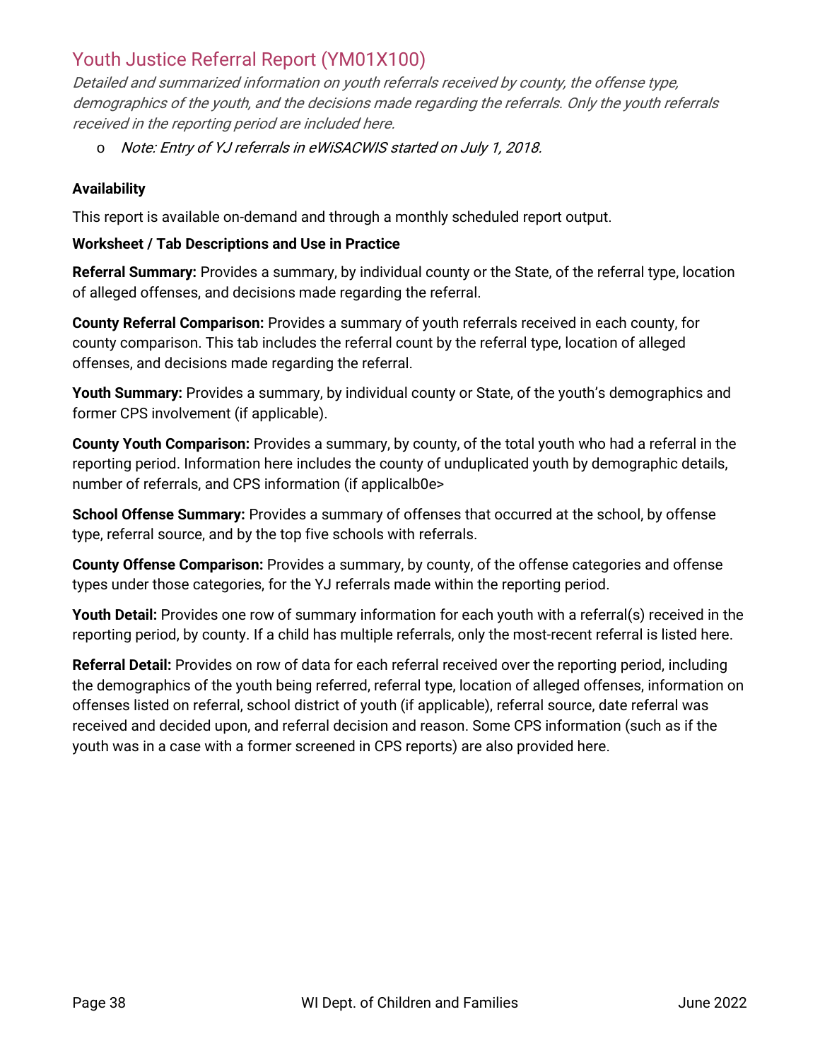## Youth Justice Referral Report (YM01X100)

*Detailed and summarized information on youth referrals received by county, the offense type, demographics of the youth, and the decisions made regarding the referrals. Only the youth referrals received in the reporting period are included here.*

- *Note: Entry of YJ referrals in eWiSACWIS started on July 1, 2018.*

**Availability**

This report is available on-demand and through a monthly scheduled report output.

**Worksheet / Tab Descriptions and Use in Practice**

**Referral Summary:** Provides a summary, by individual county or the State, of the referral type, location of alleged offenses, and decisions made regarding the referral.

**County Referral Comparison:** Provides a summary of youth referrals received in each county, for county comparison. This tab includes the referral count by the referral type, location of alleged offenses, and decisions made regarding the referral.

**Youth Summary:** Provides a summary, by individual county or State, of the youth's demographics and former CPS involvement (if applicable).

**County Youth Comparison:** Provides a summary, by county, of the total youth who had a referral in the reporting period. Information here includes the county of unduplicated youth by demographic details, number of referrals, and CPS information (if applicalb0e>

**School Offense Summary:** Provides a summary of offenses that occurred at the school, by offense type, referral source, and by the top five schools with referrals.

**County Offense Comparison:** Provides a summary, by county, of the offense categories and offense types under those categories, for the YJ referrals made within the reporting period.

**Youth Detail:** Provides one row of summary information for each youth with a referral(s) received in the reporting period, by county. If a child has multiple referrals, only the most-recent referral is listed here.

**Referral Detail:** Provides on row of data for each referral received over the reporting period, including the demographics of the youth being referred, referral type, location of alleged offenses, information on offenses listed on referral, school district of youth (if applicable), referral source, date referral was received and decided upon, and referral decision and reason. Some CPS information (such as if the youth was in a case with a former screened in CPS reports) are also provided here.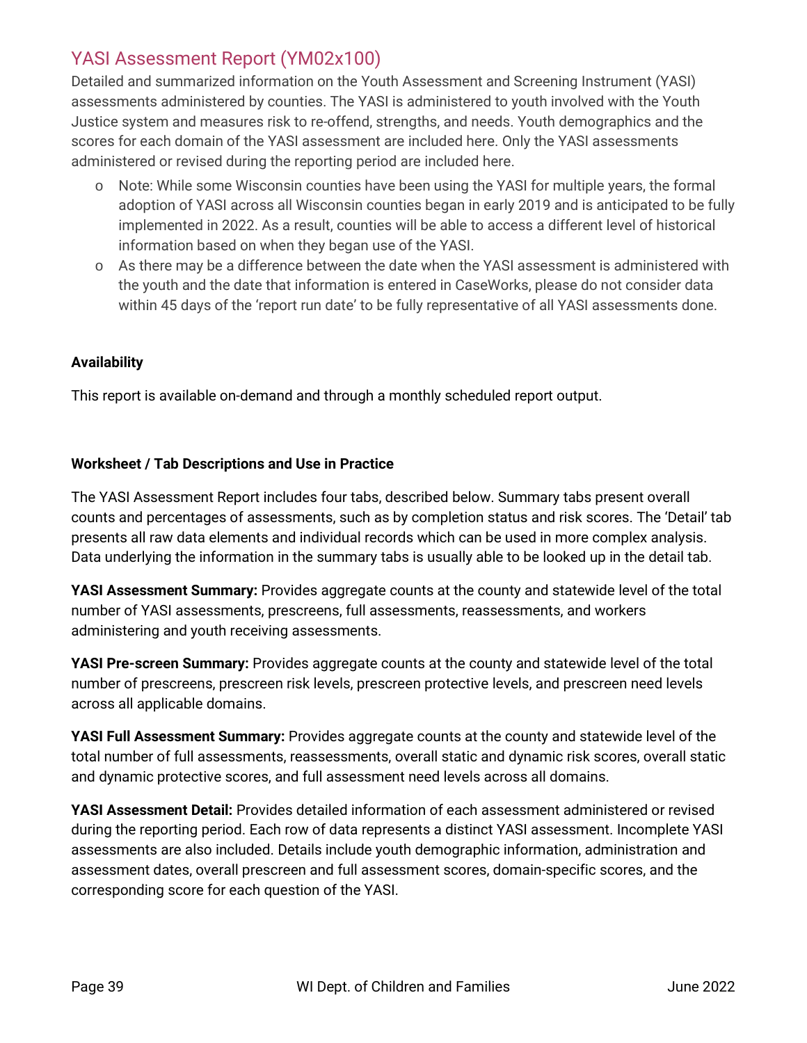## YASI Assessment Report (YM02x100)

Detailed and summarized information on the Youth Assessment and Screening Instrument (YASI) assessments administered by counties. The YASI is administered to youth involved with the Youth Justice system and measures risk to re-offend, strengths, and needs. Youth demographics and the scores for each domain of the YASI assessment are included here. Only the YASI assessments administered or revised during the reporting period are included here.

- Note: While some Wisconsin counties have been using the YASI for multiple years, the formal adoption of YASI across all Wisconsin counties began in early 2019 and is anticipated to be fully implemented in 2022. As a result, counties will be able to access a different level of historical information based on when they began use of the YASI.
- As there may be a difference between the date when the YASI assessment is administered with the youth and the date that information is entered in CaseWorks, please do not consider data within 45 days of the 'report run date' to be fully representative of all YASI assessments done.

**Availability**

This report is available on-demand and through a monthly scheduled report output.

**Worksheet / Tab Descriptions and Use in Practice**

The YASI Assessment Report includes four tabs, described below. Summary tabs present overall counts and percentages of assessments, such as by completion status and risk scores. The 'Detail' tab presents all raw data elements and individual records which can be used in more complex analysis. Data underlying the information in the summary tabs is usually able to be looked up in the detail tab.

**YASI Assessment Summary:** Provides aggregate counts at the county and statewide level of the total number of YASI assessments, prescreens, full assessments, reassessments, and workers administering and youth receiving assessments.

**YASI Pre-screen Summary:** Provides aggregate counts at the county and statewide level of the total number of prescreens, prescreen risk levels, prescreen protective levels, and prescreen need levels across all applicable domains.

**YASI Full Assessment Summary:** Provides aggregate counts at the county and statewide level of the total number of full assessments, reassessments, overall static and dynamic risk scores, overall static and dynamic protective scores, and full assessment need levels across all domains.

**YASI Assessment Detail:** Provides detailed information of each assessment administered or revised during the reporting period. Each row of data represents a distinct YASI assessment. Incomplete YASI assessments are also included. Details include youth demographic information, administration and assessment dates, overall prescreen and full assessment scores, domain-specific scores, and the corresponding score for each question of the YASI.